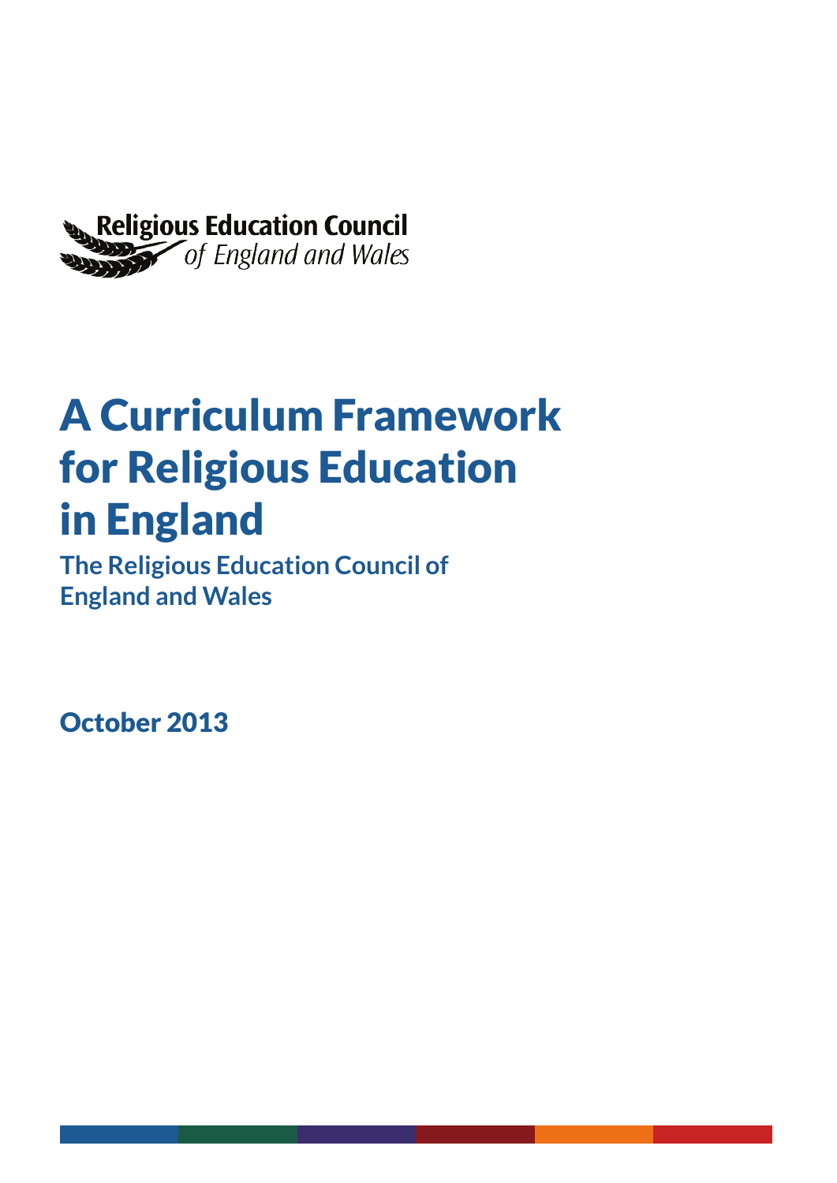Religious Education Council *of England and Wales*

# A Curriculum Framework for Religious Education in England

**The Religious Education Council of England and Wales**

**October 2013**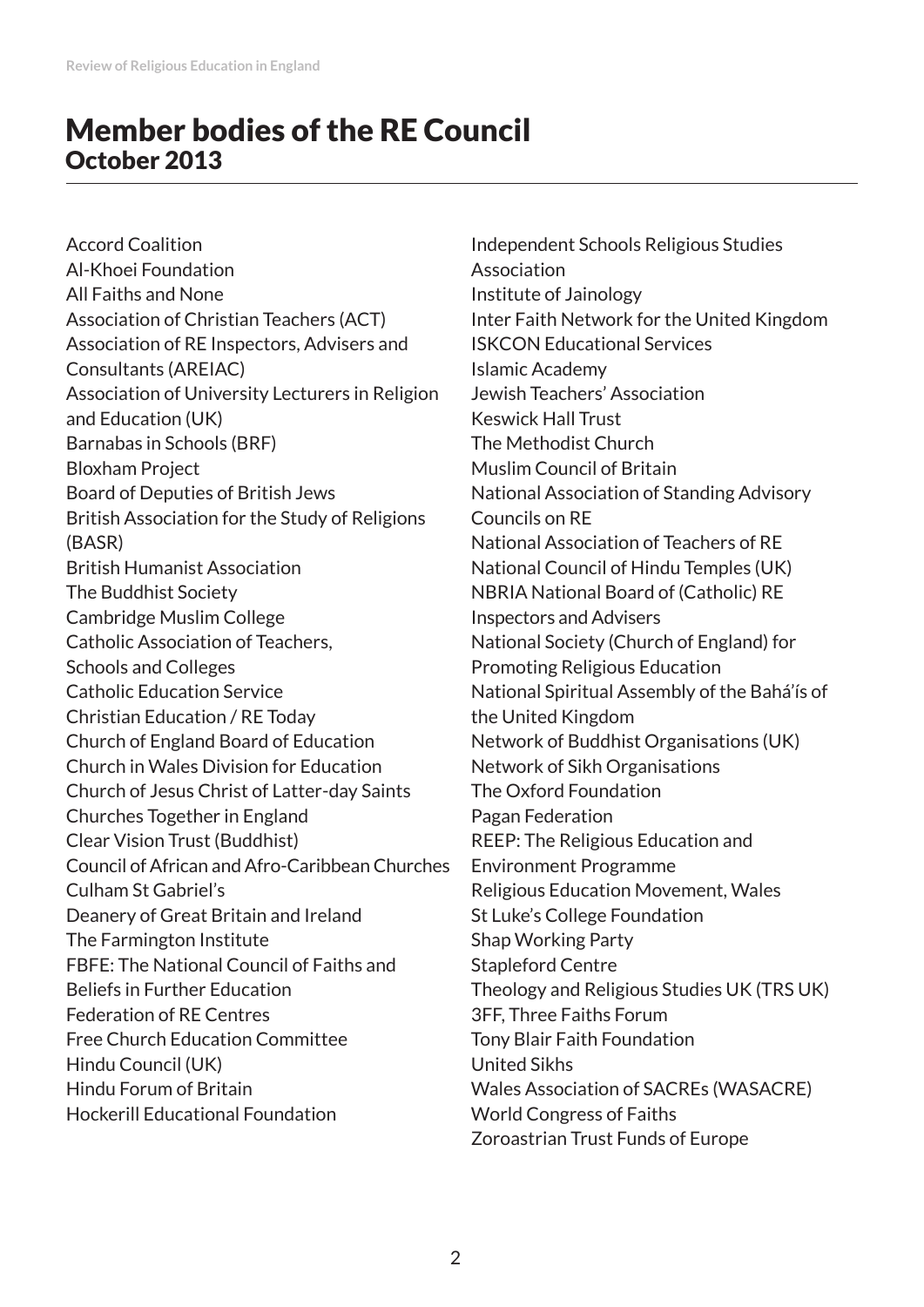# Member bodies of the RE Council
## October 2013

Accord Coalition
Al-Khoei Foundation
All Faiths and None
Association of Christian Teachers (ACT)
Association of RE Inspectors, Advisers and Consultants (AREIAC)
Association of University Lecturers in Religion and Education (UK)
Barnabas in Schools (BRF)
Bloxham Project
Board of Deputies of British Jews
British Association for the Study of Religions (BASR)
British Humanist Association
The Buddhist Society
Cambridge Muslim College
Catholic Association of Teachers, Schools and Colleges
Catholic Education Service
Christian Education / RE Today
Church of England Board of Education
Church in Wales Division for Education
Church of Jesus Christ of Latter-day Saints
Churches Together in England
Clear Vision Trust (Buddhist)
Council of African and Afro-Caribbean Churches
Culham St Gabriel's
Deanery of Great Britain and Ireland
The Farmington Institute
FBFE: The National Council of Faiths and Beliefs in Further Education
Federation of RE Centres
Free Church Education Committee
Hindu Council (UK)
Hindu Forum of Britain
Hockerill Educational Foundation
Independent Schools Religious Studies Association
Institute of Jainology
Inter Faith Network for the United Kingdom
ISKCON Educational Services
Islamic Academy
Jewish Teachers' Association
Keswick Hall Trust
The Methodist Church
Muslim Council of Britain
National Association of Standing Advisory Councils on RE
National Association of Teachers of RE
National Council of Hindu Temples (UK)
NBRIA National Board of (Catholic) RE Inspectors and Advisers
National Society (Church of England) for Promoting Religious Education
National Spiritual Assembly of the Bahá'ís of the United Kingdom
Network of Buddhist Organisations (UK)
Network of Sikh Organisations
The Oxford Foundation
Pagan Federation
REEP: The Religious Education and Environment Programme
Religious Education Movement, Wales
St Luke's College Foundation
Shap Working Party
Stapleford Centre
Theology and Religious Studies UK (TRS UK)
3FF, Three Faiths Forum
Tony Blair Faith Foundation
United Sikhs
Wales Association of SACREs (WASACRE)
World Congress of Faiths
Zoroastrian Trust Funds of Europe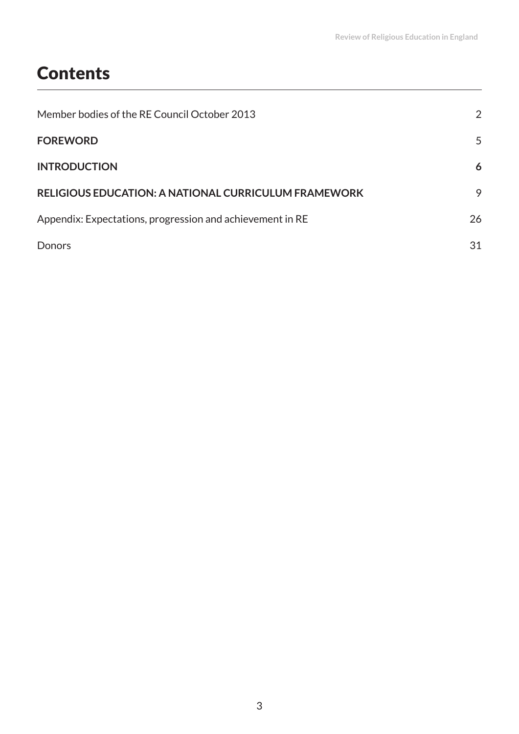# Contents

| | |
|---|---|
| Member bodies of the RE Council October 2013 | 2 |
| **FOREWORD** | 5 |
| **INTRODUCTION** | **6** |
| **RELIGIOUS EDUCATION: A NATIONAL CURRICULUM FRAMEWORK** | 9 |
| Appendix: Expectations, progression and achievement in RE | 26 |
| Donors | 31 |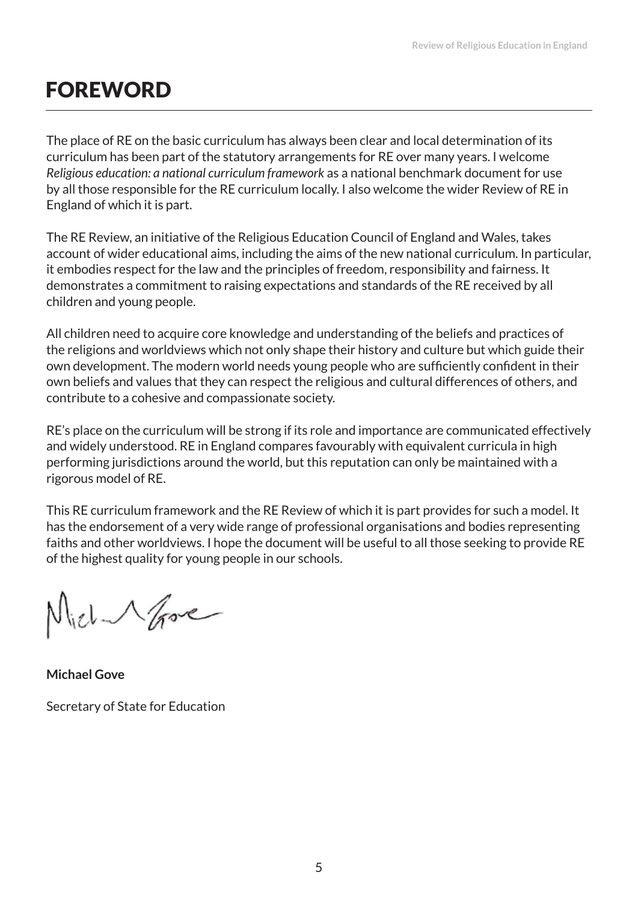# FOREWORD

The place of RE on the basic curriculum has always been clear and local determination of its curriculum has been part of the statutory arrangements for RE over many years. I welcome *Religious education: a national curriculum framework* as a national benchmark document for use by all those responsible for the RE curriculum locally. I also welcome the wider Review of RE in England of which it is part.

The RE Review, an initiative of the Religious Education Council of England and Wales, takes account of wider educational aims, including the aims of the new national curriculum. In particular, it embodies respect for the law and the principles of freedom, responsibility and fairness. It demonstrates a commitment to raising expectations and standards of the RE received by all children and young people.

All children need to acquire core knowledge and understanding of the beliefs and practices of the religions and worldviews which not only shape their history and culture but which guide their own development. The modern world needs young people who are sufficiently confident in their own beliefs and values that they can respect the religious and cultural differences of others, and contribute to a cohesive and compassionate society.

RE's place on the curriculum will be strong if its role and importance are communicated effectively and widely understood. RE in England compares favourably with equivalent curricula in high performing jurisdictions around the world, but this reputation can only be maintained with a rigorous model of RE.

This RE curriculum framework and the RE Review of which it is part provides for such a model. It has the endorsement of a very wide range of professional organisations and bodies representing faiths and other worldviews. I hope the document will be useful to all those seeking to provide RE of the highest quality for young people in our schools.

**Michael Gove**

Secretary of State for Education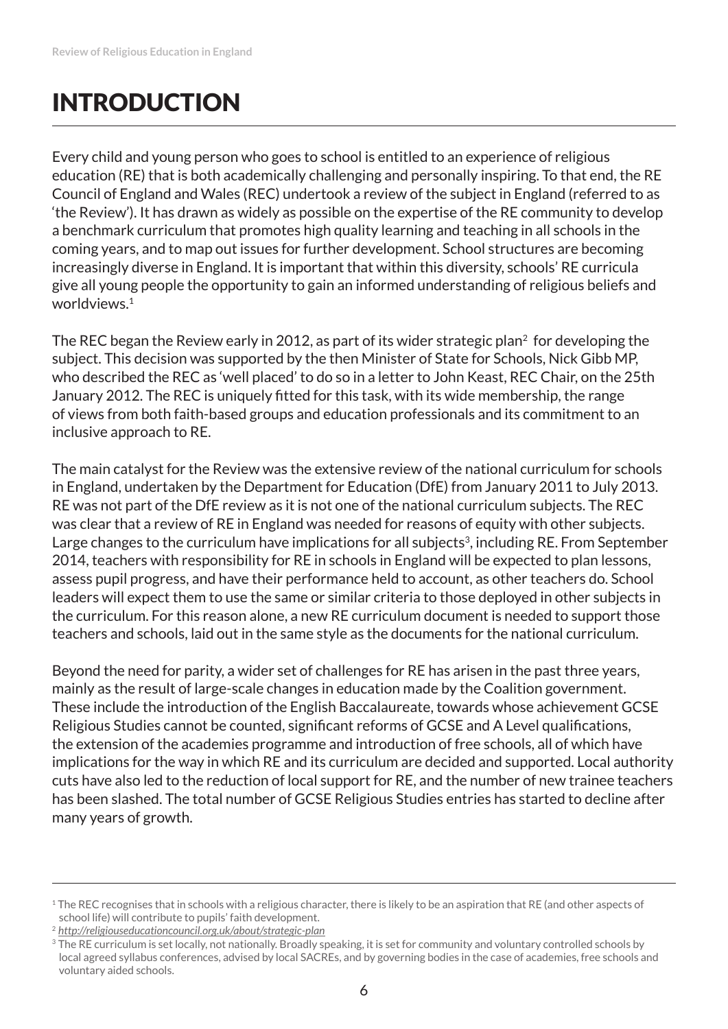# INTRODUCTION

Every child and young person who goes to school is entitled to an experience of religious education (RE) that is both academically challenging and personally inspiring. To that end, the RE Council of England and Wales (REC) undertook a review of the subject in England (referred to as 'the Review'). It has drawn as widely as possible on the expertise of the RE community to develop a benchmark curriculum that promotes high quality learning and teaching in all schools in the coming years, and to map out issues for further development. School structures are becoming increasingly diverse in England. It is important that within this diversity, schools' RE curricula give all young people the opportunity to gain an informed understanding of religious beliefs and worldviews.[1]

The REC began the Review early in 2012, as part of its wider strategic plan[2] for developing the subject. This decision was supported by the then Minister of State for Schools, Nick Gibb MP, who described the REC as 'well placed' to do so in a letter to John Keast, REC Chair, on the 25th January 2012. The REC is uniquely fitted for this task, with its wide membership, the range of views from both faith-based groups and education professionals and its commitment to an inclusive approach to RE.

The main catalyst for the Review was the extensive review of the national curriculum for schools in England, undertaken by the Department for Education (DfE) from January 2011 to July 2013. RE was not part of the DfE review as it is not one of the national curriculum subjects. The REC was clear that a review of RE in England was needed for reasons of equity with other subjects. Large changes to the curriculum have implications for all subjects[3], including RE. From September 2014, teachers with responsibility for RE in schools in England will be expected to plan lessons, assess pupil progress, and have their performance held to account, as other teachers do. School leaders will expect them to use the same or similar criteria to those deployed in other subjects in the curriculum. For this reason alone, a new RE curriculum document is needed to support those teachers and schools, laid out in the same style as the documents for the national curriculum.

Beyond the need for parity, a wider set of challenges for RE has arisen in the past three years, mainly as the result of large-scale changes in education made by the Coalition government. These include the introduction of the English Baccalaureate, towards whose achievement GCSE Religious Studies cannot be counted, significant reforms of GCSE and A Level qualifications, the extension of the academies programme and introduction of free schools, all of which have implications for the way in which RE and its curriculum are decided and supported. Local authority cuts have also led to the reduction of local support for RE, and the number of new trainee teachers has been slashed. The total number of GCSE Religious Studies entries has started to decline after many years of growth.

---

[1] The REC recognises that in schools with a religious character, there is likely to be an aspiration that RE (and other aspects of school life) will contribute to pupils' faith development.

[2] *http://religiouseducationcouncil.org.uk/about/strategic-plan*

[3] The RE curriculum is set locally, not nationally. Broadly speaking, it is set for community and voluntary controlled schools by local agreed syllabus conferences, advised by local SACREs, and by governing bodies in the case of academies, free schools and voluntary aided schools.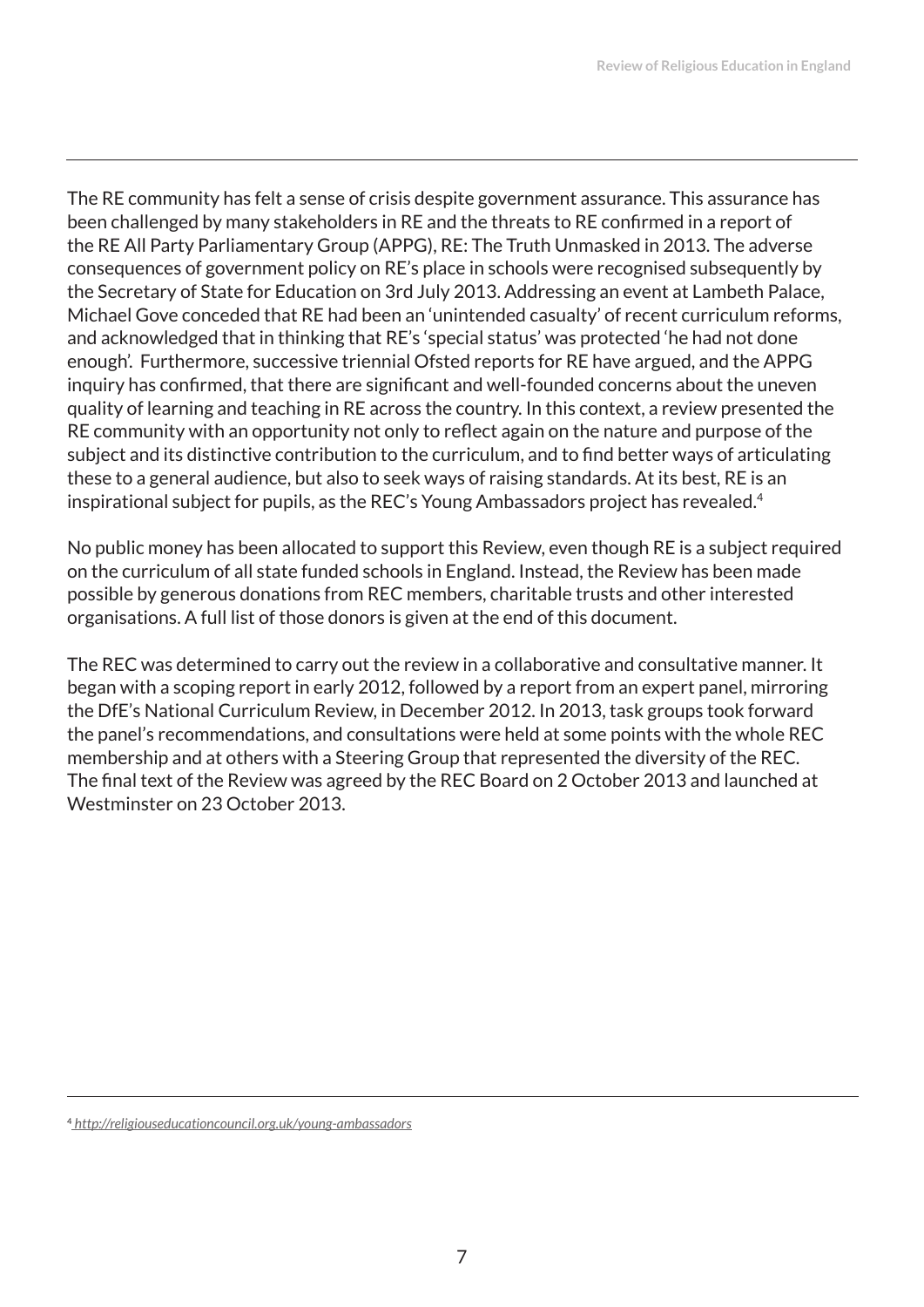The RE community has felt a sense of crisis despite government assurance. This assurance has been challenged by many stakeholders in RE and the threats to RE confirmed in a report of the RE All Party Parliamentary Group (APPG), RE: The Truth Unmasked in 2013. The adverse consequences of government policy on RE's place in schools were recognised subsequently by the Secretary of State for Education on 3rd July 2013. Addressing an event at Lambeth Palace, Michael Gove conceded that RE had been an 'unintended casualty' of recent curriculum reforms, and acknowledged that in thinking that RE's 'special status' was protected 'he had not done enough'. Furthermore, successive triennial Ofsted reports for RE have argued, and the APPG inquiry has confirmed, that there are significant and well-founded concerns about the uneven quality of learning and teaching in RE across the country. In this context, a review presented the RE community with an opportunity not only to reflect again on the nature and purpose of the subject and its distinctive contribution to the curriculum, and to find better ways of articulating these to a general audience, but also to seek ways of raising standards. At its best, RE is an inspirational subject for pupils, as the REC's Young Ambassadors project has revealed.[4]

No public money has been allocated to support this Review, even though RE is a subject required on the curriculum of all state funded schools in England. Instead, the Review has been made possible by generous donations from REC members, charitable trusts and other interested organisations. A full list of those donors is given at the end of this document.

The REC was determined to carry out the review in a collaborative and consultative manner. It began with a scoping report in early 2012, followed by a report from an expert panel, mirroring the DfE's National Curriculum Review, in December 2012. In 2013, task groups took forward the panel's recommendations, and consultations were held at some points with the whole REC membership and at others with a Steering Group that represented the diversity of the REC. The final text of the Review was agreed by the REC Board on 2 October 2013 and launched at Westminster on 23 October 2013.

---

[4] *http://religiouseducationcouncil.org.uk/young-ambassadors*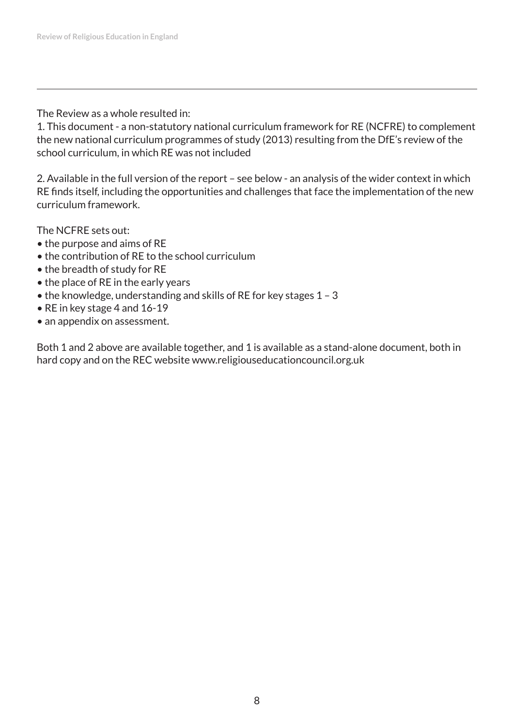The Review as a whole resulted in:

1. This document - a non-statutory national curriculum framework for RE (NCFRE) to complement the new national curriculum programmes of study (2013) resulting from the DfE's review of the school curriculum, in which RE was not included

2. Available in the full version of the report – see below - an analysis of the wider context in which RE finds itself, including the opportunities and challenges that face the implementation of the new curriculum framework.

The NCFRE sets out:

- the purpose and aims of RE
- the contribution of RE to the school curriculum
- the breadth of study for RE
- the place of RE in the early years
- the knowledge, understanding and skills of RE for key stages 1 – 3
- RE in key stage 4 and 16-19
- an appendix on assessment.

Both 1 and 2 above are available together, and 1 is available as a stand-alone document, both in hard copy and on the REC website www.religiouseducationcouncil.org.uk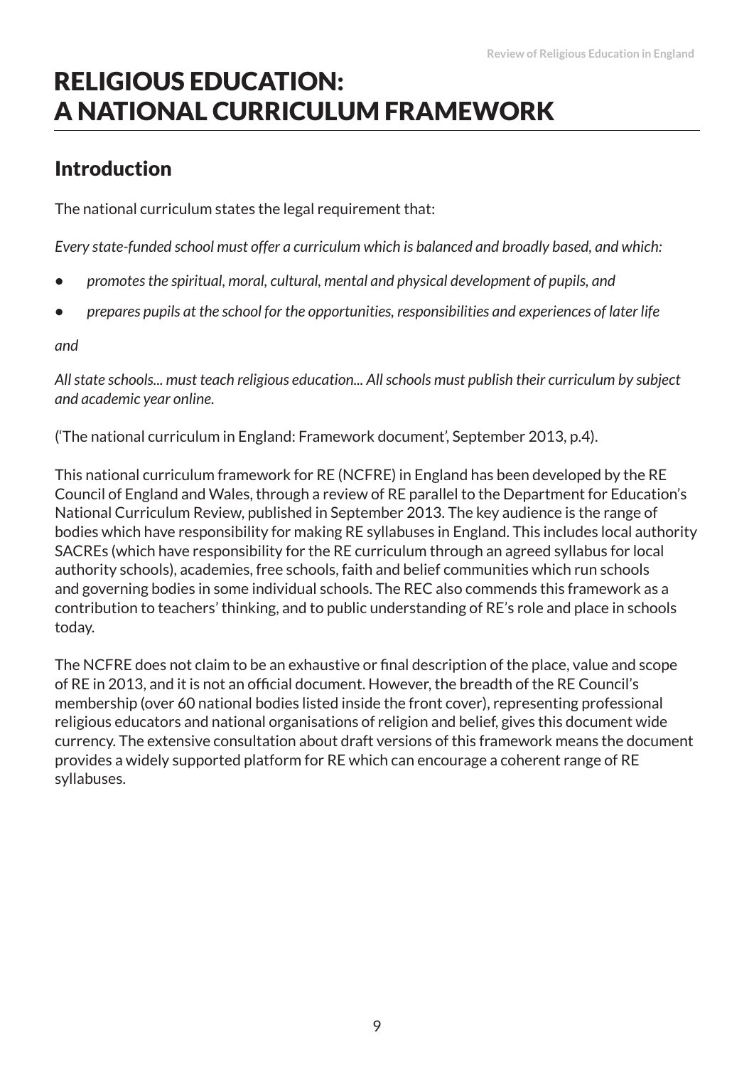# RELIGIOUS EDUCATION: A NATIONAL CURRICULUM FRAMEWORK

## Introduction

The national curriculum states the legal requirement that:

*Every state-funded school must offer a curriculum which is balanced and broadly based, and which:*

- *promotes the spiritual, moral, cultural, mental and physical development of pupils, and*
- *prepares pupils at the school for the opportunities, responsibilities and experiences of later life*

*and*

*All state schools... must teach religious education... All schools must publish their curriculum by subject and academic year online.*

('The national curriculum in England: Framework document', September 2013, p.4).

This national curriculum framework for RE (NCFRE) in England has been developed by the RE Council of England and Wales, through a review of RE parallel to the Department for Education's National Curriculum Review, published in September 2013. The key audience is the range of bodies which have responsibility for making RE syllabuses in England. This includes local authority SACREs (which have responsibility for the RE curriculum through an agreed syllabus for local authority schools), academies, free schools, faith and belief communities which run schools and governing bodies in some individual schools. The REC also commends this framework as a contribution to teachers' thinking, and to public understanding of RE's role and place in schools today.

The NCFRE does not claim to be an exhaustive or final description of the place, value and scope of RE in 2013, and it is not an official document. However, the breadth of the RE Council's membership (over 60 national bodies listed inside the front cover), representing professional religious educators and national organisations of religion and belief, gives this document wide currency. The extensive consultation about draft versions of this framework means the document provides a widely supported platform for RE which can encourage a coherent range of RE syllabuses.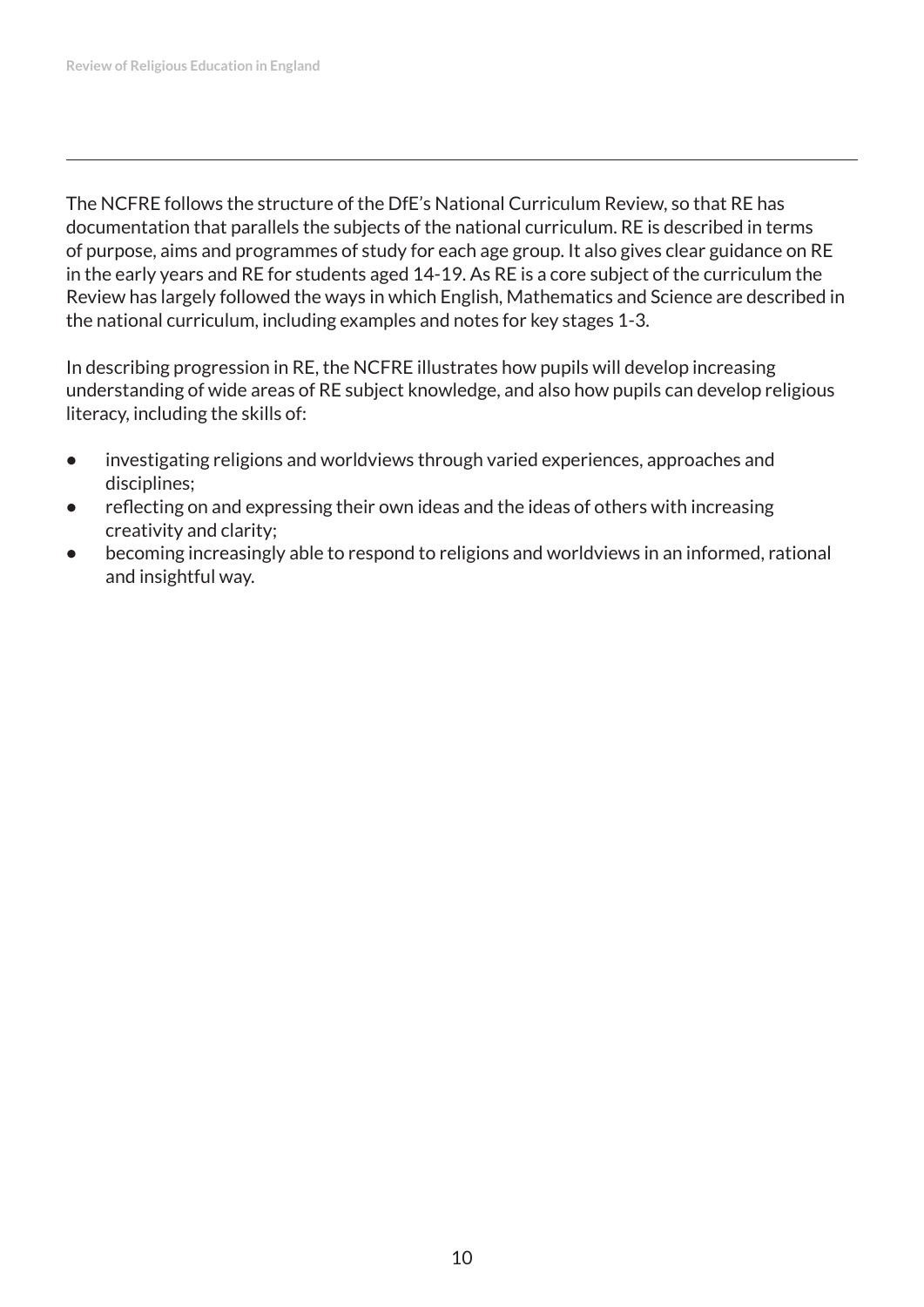The NCFRE follows the structure of the DfE's National Curriculum Review, so that RE has documentation that parallels the subjects of the national curriculum. RE is described in terms of purpose, aims and programmes of study for each age group. It also gives clear guidance on RE in the early years and RE for students aged 14-19. As RE is a core subject of the curriculum the Review has largely followed the ways in which English, Mathematics and Science are described in the national curriculum, including examples and notes for key stages 1-3.

In describing progression in RE, the NCFRE illustrates how pupils will develop increasing understanding of wide areas of RE subject knowledge, and also how pupils can develop religious literacy, including the skills of:

- investigating religions and worldviews through varied experiences, approaches and disciplines;
- reflecting on and expressing their own ideas and the ideas of others with increasing creativity and clarity;
- becoming increasingly able to respond to religions and worldviews in an informed, rational and insightful way.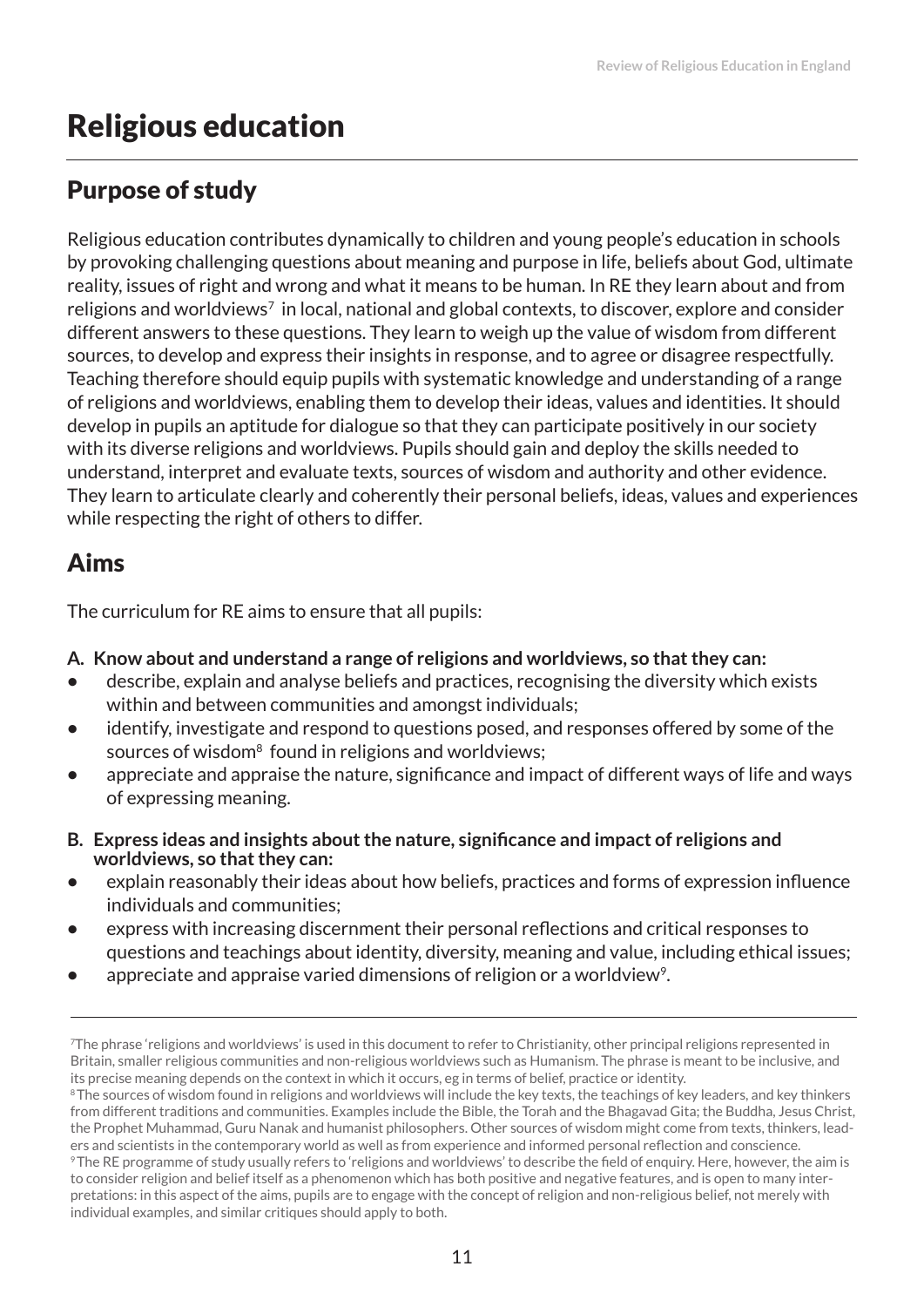# Religious education

## Purpose of study

Religious education contributes dynamically to children and young people's education in schools by provoking challenging questions about meaning and purpose in life, beliefs about God, ultimate reality, issues of right and wrong and what it means to be human. In RE they learn about and from religions and worldviews[7] in local, national and global contexts, to discover, explore and consider different answers to these questions. They learn to weigh up the value of wisdom from different sources, to develop and express their insights in response, and to agree or disagree respectfully. Teaching therefore should equip pupils with systematic knowledge and understanding of a range of religions and worldviews, enabling them to develop their ideas, values and identities. It should develop in pupils an aptitude for dialogue so that they can participate positively in our society with its diverse religions and worldviews. Pupils should gain and deploy the skills needed to understand, interpret and evaluate texts, sources of wisdom and authority and other evidence. They learn to articulate clearly and coherently their personal beliefs, ideas, values and experiences while respecting the right of others to differ.

## Aims

The curriculum for RE aims to ensure that all pupils:

**A. Know about and understand a range of religions and worldviews, so that they can:**

- describe, explain and analyse beliefs and practices, recognising the diversity which exists within and between communities and amongst individuals;
- identify, investigate and respond to questions posed, and responses offered by some of the sources of wisdom[8] found in religions and worldviews;
- appreciate and appraise the nature, significance and impact of different ways of life and ways of expressing meaning.

**B. Express ideas and insights about the nature, significance and impact of religions and worldviews, so that they can:**

- explain reasonably their ideas about how beliefs, practices and forms of expression influence individuals and communities;
- express with increasing discernment their personal reflections and critical responses to questions and teachings about identity, diversity, meaning and value, including ethical issues;
- appreciate and appraise varied dimensions of religion or a worldview[9].

---

[7] The phrase 'religions and worldviews' is used in this document to refer to Christianity, other principal religions represented in Britain, smaller religious communities and non-religious worldviews such as Humanism. The phrase is meant to be inclusive, and its precise meaning depends on the context in which it occurs, eg in terms of belief, practice or identity.

[8] The sources of wisdom found in religions and worldviews will include the key texts, the teachings of key leaders, and key thinkers from different traditions and communities. Examples include the Bible, the Torah and the Bhagavad Gita; the Buddha, Jesus Christ, the Prophet Muhammad, Guru Nanak and humanist philosophers. Other sources of wisdom might come from texts, thinkers, leaders and scientists in the contemporary world as well as from experience and informed personal reflection and conscience.

[9] The RE programme of study usually refers to 'religions and worldviews' to describe the field of enquiry. Here, however, the aim is to consider religion and belief itself as a phenomenon which has both positive and negative features, and is open to many interpretations: in this aspect of the aims, pupils are to engage with the concept of religion and non-religious belief, not merely with individual examples, and similar critiques should apply to both.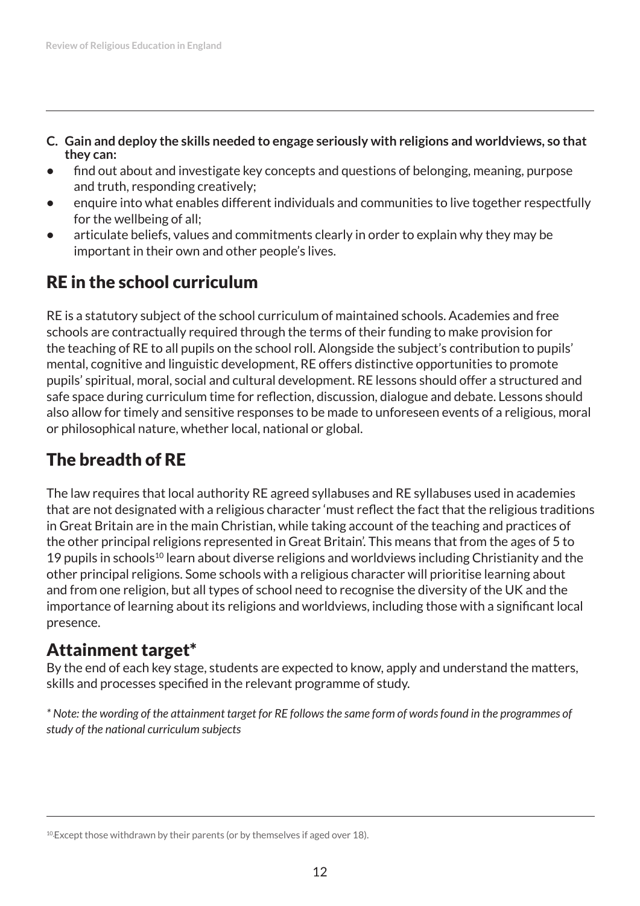**C. Gain and deploy the skills needed to engage seriously with religions and worldviews, so that they can:**

- find out about and investigate key concepts and questions of belonging, meaning, purpose and truth, responding creatively;
- enquire into what enables different individuals and communities to live together respectfully for the wellbeing of all;
- articulate beliefs, values and commitments clearly in order to explain why they may be important in their own and other people's lives.

## RE in the school curriculum

RE is a statutory subject of the school curriculum of maintained schools. Academies and free schools are contractually required through the terms of their funding to make provision for the teaching of RE to all pupils on the school roll. Alongside the subject's contribution to pupils' mental, cognitive and linguistic development, RE offers distinctive opportunities to promote pupils' spiritual, moral, social and cultural development. RE lessons should offer a structured and safe space during curriculum time for reflection, discussion, dialogue and debate. Lessons should also allow for timely and sensitive responses to be made to unforeseen events of a religious, moral or philosophical nature, whether local, national or global.

## The breadth of RE

The law requires that local authority RE agreed syllabuses and RE syllabuses used in academies that are not designated with a religious character 'must reflect the fact that the religious traditions in Great Britain are in the main Christian, while taking account of the teaching and practices of the other principal religions represented in Great Britain'. This means that from the ages of 5 to 19 pupils in schools[10] learn about diverse religions and worldviews including Christianity and the other principal religions. Some schools with a religious character will prioritise learning about and from one religion, but all types of school need to recognise the diversity of the UK and the importance of learning about its religions and worldviews, including those with a significant local presence.

## Attainment target*

By the end of each key stage, students are expected to know, apply and understand the matters, skills and processes specified in the relevant programme of study.

*\* Note: the wording of the attainment target for RE follows the same form of words found in the programmes of study of the national curriculum subjects*

---

[10] Except those withdrawn by their parents (or by themselves if aged over 18).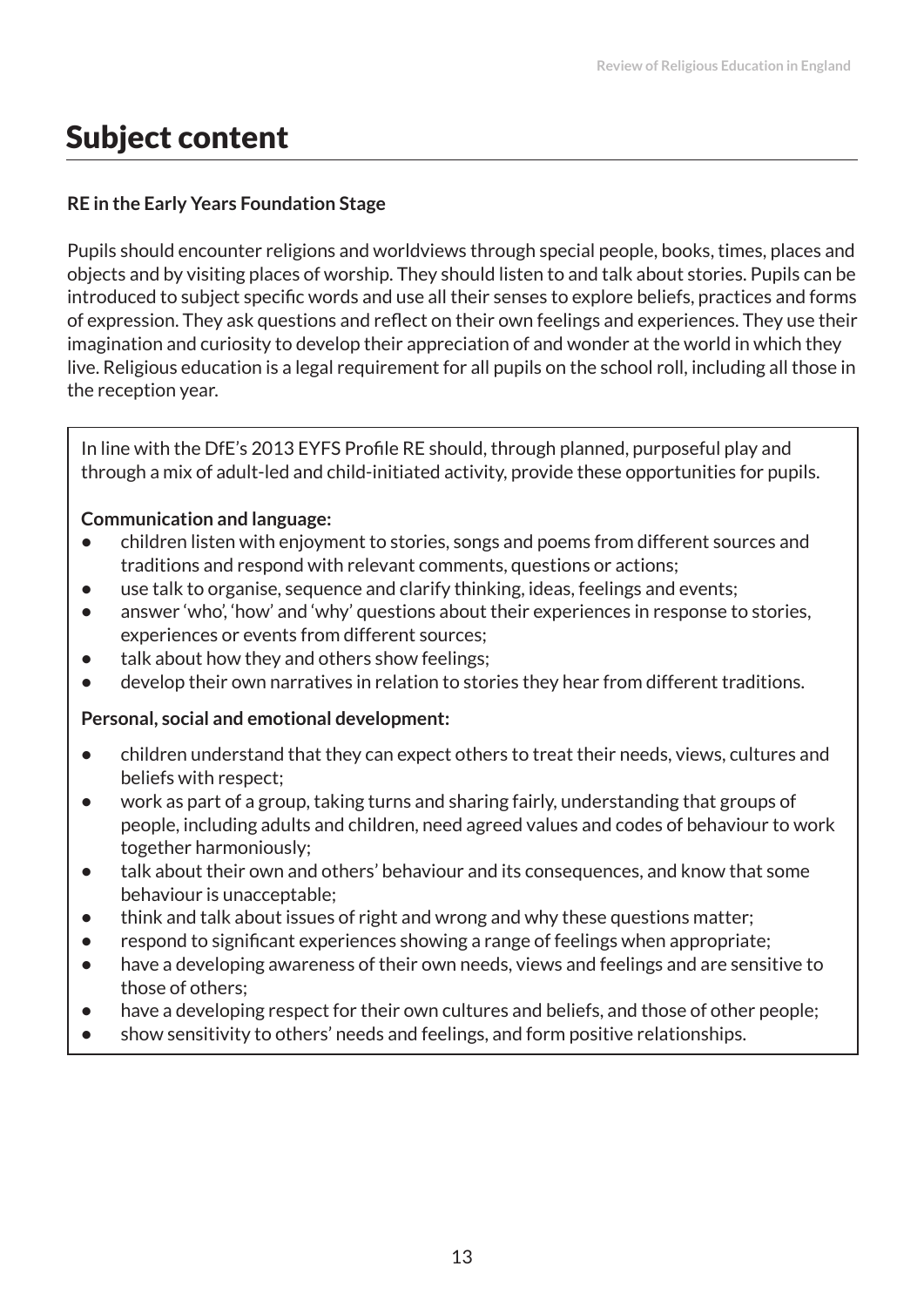# Subject content

**RE in the Early Years Foundation Stage**

Pupils should encounter religions and worldviews through special people, books, times, places and objects and by visiting places of worship. They should listen to and talk about stories. Pupils can be introduced to subject specific words and use all their senses to explore beliefs, practices and forms of expression. They ask questions and reflect on their own feelings and experiences. They use their imagination and curiosity to develop their appreciation of and wonder at the world in which they live. Religious education is a legal requirement for all pupils on the school roll, including all those in the reception year.

In line with the DfE's 2013 EYFS Profile RE should, through planned, purposeful play and through a mix of adult-led and child-initiated activity, provide these opportunities for pupils.

**Communication and language:**

- children listen with enjoyment to stories, songs and poems from different sources and traditions and respond with relevant comments, questions or actions;
- use talk to organise, sequence and clarify thinking, ideas, feelings and events;
- answer 'who', 'how' and 'why' questions about their experiences in response to stories, experiences or events from different sources;
- talk about how they and others show feelings;
- develop their own narratives in relation to stories they hear from different traditions.

**Personal, social and emotional development:**

- children understand that they can expect others to treat their needs, views, cultures and beliefs with respect;
- work as part of a group, taking turns and sharing fairly, understanding that groups of people, including adults and children, need agreed values and codes of behaviour to work together harmoniously;
- talk about their own and others' behaviour and its consequences, and know that some behaviour is unacceptable;
- think and talk about issues of right and wrong and why these questions matter;
- respond to significant experiences showing a range of feelings when appropriate;
- have a developing awareness of their own needs, views and feelings and are sensitive to those of others;
- have a developing respect for their own cultures and beliefs, and those of other people;
- show sensitivity to others' needs and feelings, and form positive relationships.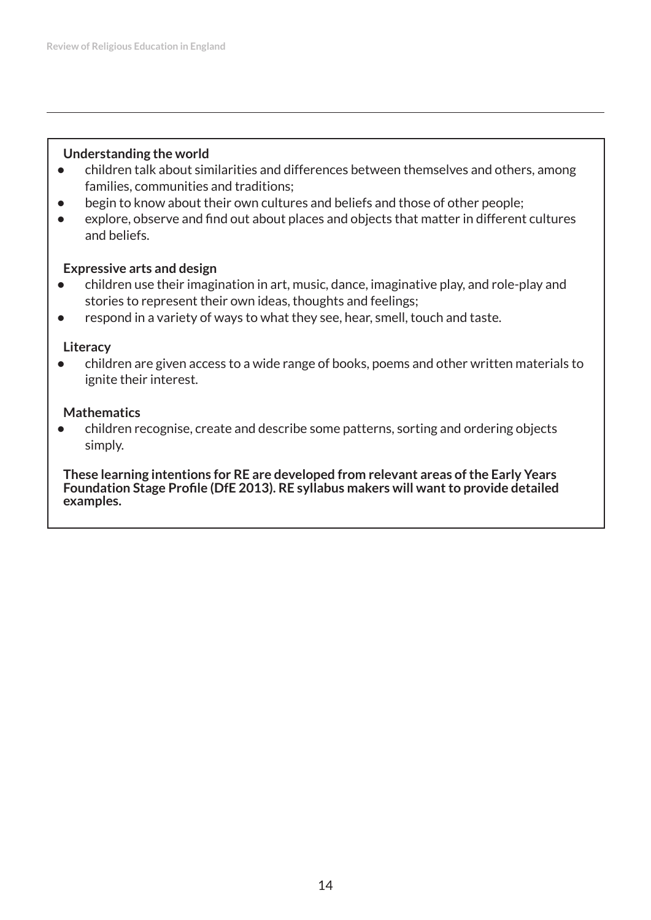**Understanding the world**

- children talk about similarities and differences between themselves and others, among families, communities and traditions;
- begin to know about their own cultures and beliefs and those of other people;
- explore, observe and find out about places and objects that matter in different cultures and beliefs.

**Expressive arts and design**

- children use their imagination in art, music, dance, imaginative play, and role-play and stories to represent their own ideas, thoughts and feelings;
- respond in a variety of ways to what they see, hear, smell, touch and taste.

**Literacy**

- children are given access to a wide range of books, poems and other written materials to ignite their interest.

**Mathematics**

- children recognise, create and describe some patterns, sorting and ordering objects simply.

**These learning intentions for RE are developed from relevant areas of the Early Years Foundation Stage Profile (DfE 2013). RE syllabus makers will want to provide detailed examples.**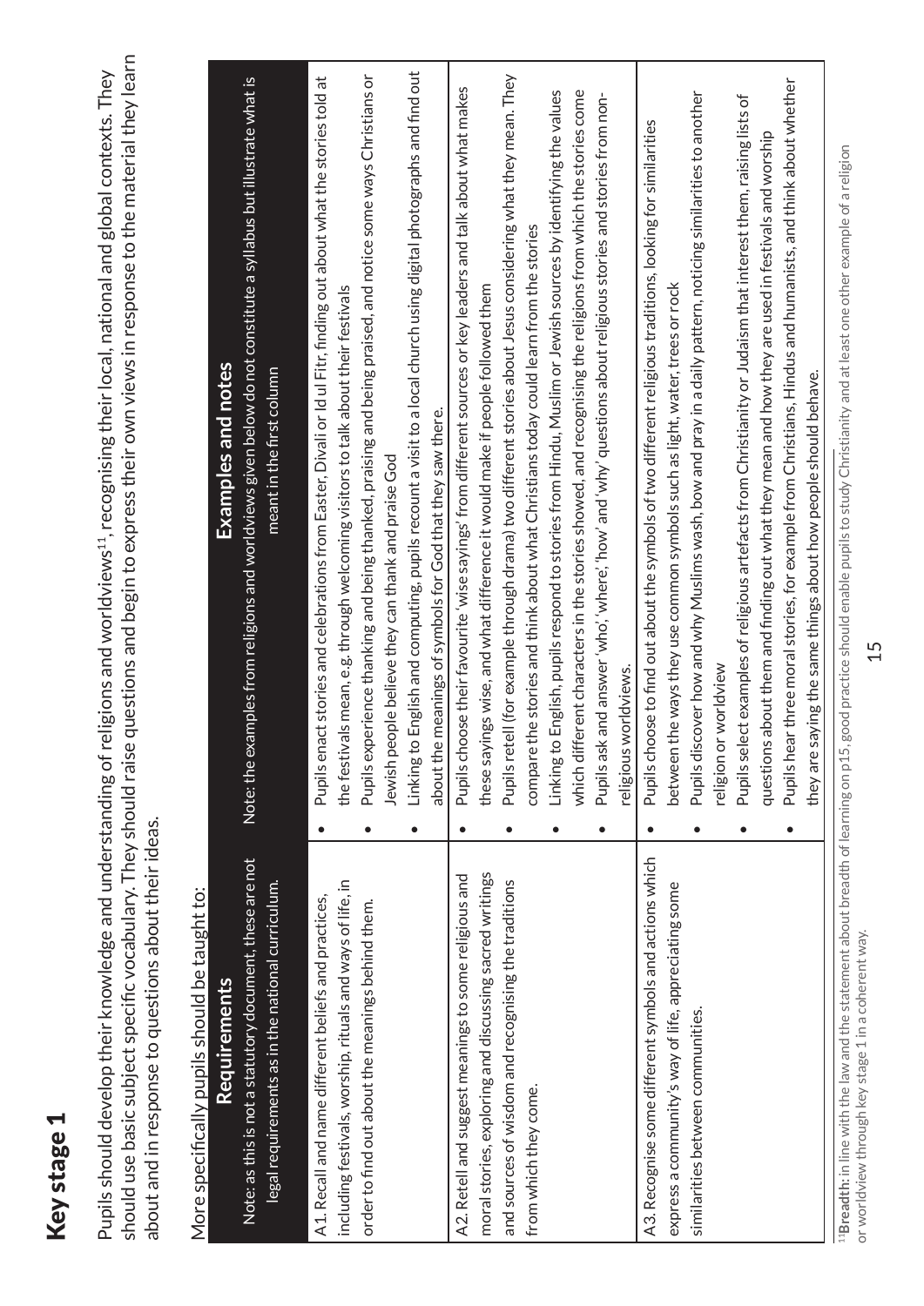# Key stage 1

Pupils should develop their knowledge and understanding of religions and worldviews[11], recognising their local, national and global contexts. They should use basic subject specific vocabulary. They should raise questions and begin to express their own views in response to the material they learn about and in response to questions about their ideas.

More specifically pupils should be taught to:

| **Requirements**<br>Note: as this is not a statutory document, these are not legal requirements as in the national curriculum. | **Examples and notes**<br>Note: the examples from religions and worldviews given below do not constitute a syllabus but illustrate what is meant in the first column |
|---|---|
| A1. Recall and name different beliefs and practices, including festivals, worship, rituals and ways of life, in order to find out about the meanings behind them. | • Pupils enact stories and celebrations from Easter, Divali or Id ul Fitr, finding out about what the stories told at the festivals mean, e.g. through welcoming visitors to talk about their festivals<br>• Pupils experience thanking and being thanked, praising and being praised, and notice some ways Christians or Jewish people believe they can thank and praise God<br>• Linking to English and computing, pupils recount a visit to a local church using digital photographs and find out about the meanings of symbols for God that they saw there. |
| A2. Retell and suggest meanings to some religious and moral stories, exploring and discussing sacred writings and sources of wisdom and recognising the traditions from which they come. | • Pupils choose their favourite 'wise sayings' from different sources or key leaders and talk about what makes these sayings wise, and what difference it would make if people followed them<br>• Pupils retell (for example through drama) two different stories about Jesus considering what they mean. They compare the stories and think about what Christians today could learn from the stories<br>• Linking to English, pupils respond to stories from Hindu, Muslim or Jewish sources by identifying the values which different characters in the stories showed, and recognising the religions from which the stories come<br>• Pupils ask and answer 'who', 'where', 'how' and 'why' questions about religious stories and stories from non-religious worldviews. |
| A3. Recognise some different symbols and actions which express a community's way of life, appreciating some similarities between communities. | • Pupils choose to find out about the symbols of two different religious traditions, looking for similarities between the ways they use common symbols such as light, water, trees or rock<br>• Pupils discover how and why Muslims wash, bow and pray in a daily pattern, noticing similarities to another religion or worldview<br>• Pupils select examples of religious artefacts from Christianity or Judaism that interest them, raising lists of questions about them and finding out what they mean and how they are used in festivals and worship<br>• Pupils hear three moral stories, for example from Christians, Hindus and humanists, and think about whether they are saying the same things about how people should behave. |

[11] **Breadth**: in line with the law and the statement about breadth of learning on p15, good practice should enable pupils to study Christianity and at least one other example of a religion or worldview through key stage 1 in a coherent way.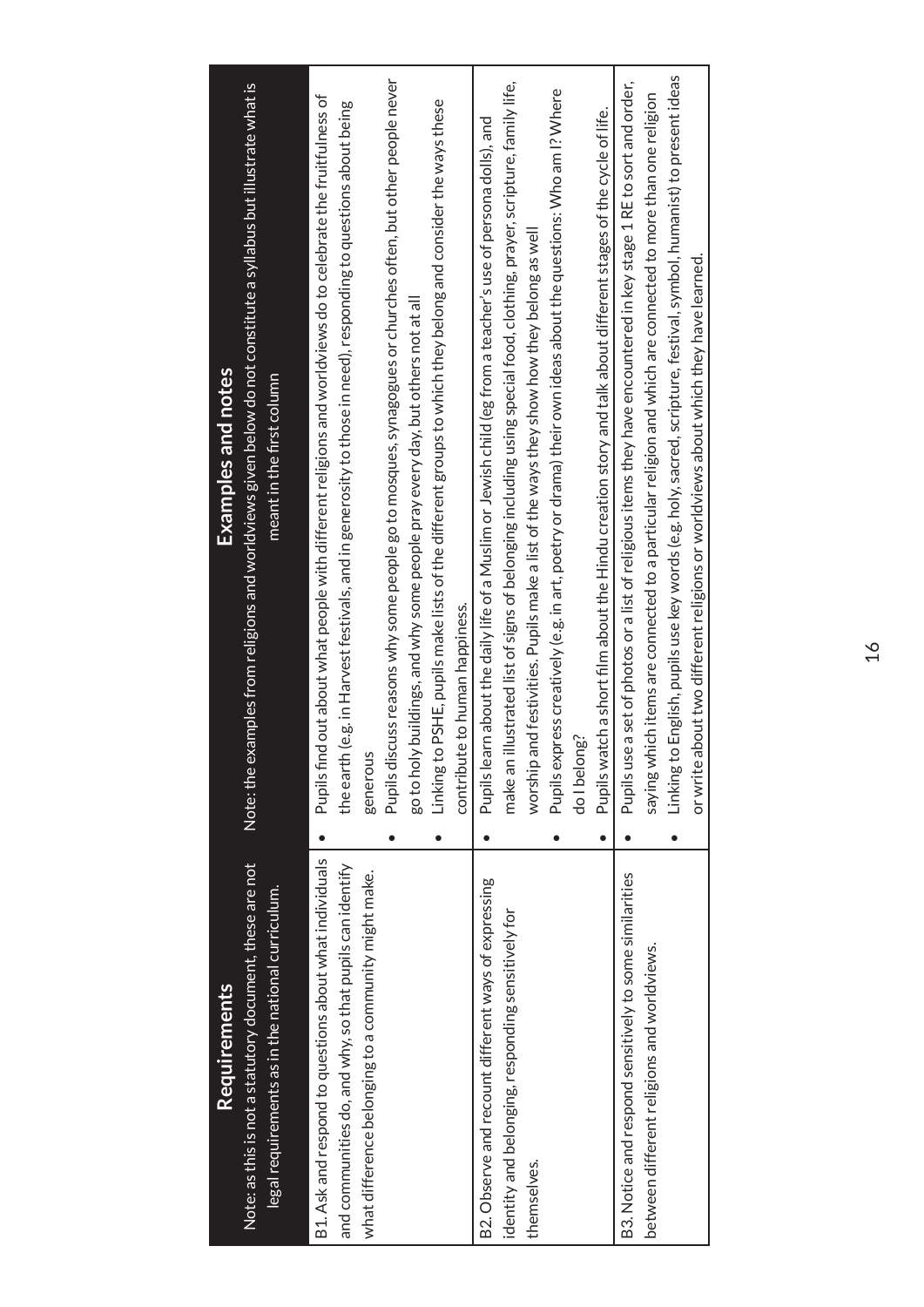| **Requirements**<br>Note: as this is not a statutory document, these are not legal requirements as in the national curriculum. | **Examples and notes**<br>Note: the examples from religions and worldviews given below do not constitute a syllabus but illustrate what is meant in the first column |
| --- | --- |
| B1. Ask and respond to questions about what individuals and communities do, and why, so that pupils can identify what difference belonging to a community might make. | • Pupils find out about what people with different religions and worldviews do to celebrate the fruitfulness of the earth (e.g. in Harvest festivals, and in generosity to those in need), responding to questions about being generous<br>• Pupils discuss reasons why some people go to mosques, synagogues or churches often, but other people never go to holy buildings, and why some people pray every day, but others not at all<br>• Linking to PSHE, pupils make lists of the different groups to which they belong and consider the ways these contribute to human happiness. |
| B2. Observe and recount different ways of expressing identity and belonging, responding sensitively for themselves. | • Pupils learn about the daily life of a Muslim or Jewish child (eg from a teacher's use of persona dolls), and make an illustrated list of signs of belonging including using special food, clothing, prayer, scripture, family life, worship and festivities. Pupils make a list of the ways they show how they belong as well<br>• Pupils express creatively (e.g. in art, poetry or drama) their own ideas about the questions: Who am I? Where do I belong?<br>• Pupils watch a short film about the Hindu creation story and talk about different stages of the cycle of life. |
| B3. Notice and respond sensitively to some similarities between different religions and worldviews. | • Pupils use a set of photos or a list of religious items they have encountered in key stage 1 RE to sort and order, saying which items are connected to a particular religion and which are connected to more than one religion<br>• Linking to English, pupils use key words (e.g. holy, sacred, scripture, festival, symbol, humanist) to present ideas or write about two different religions or worldviews about which they have learned. |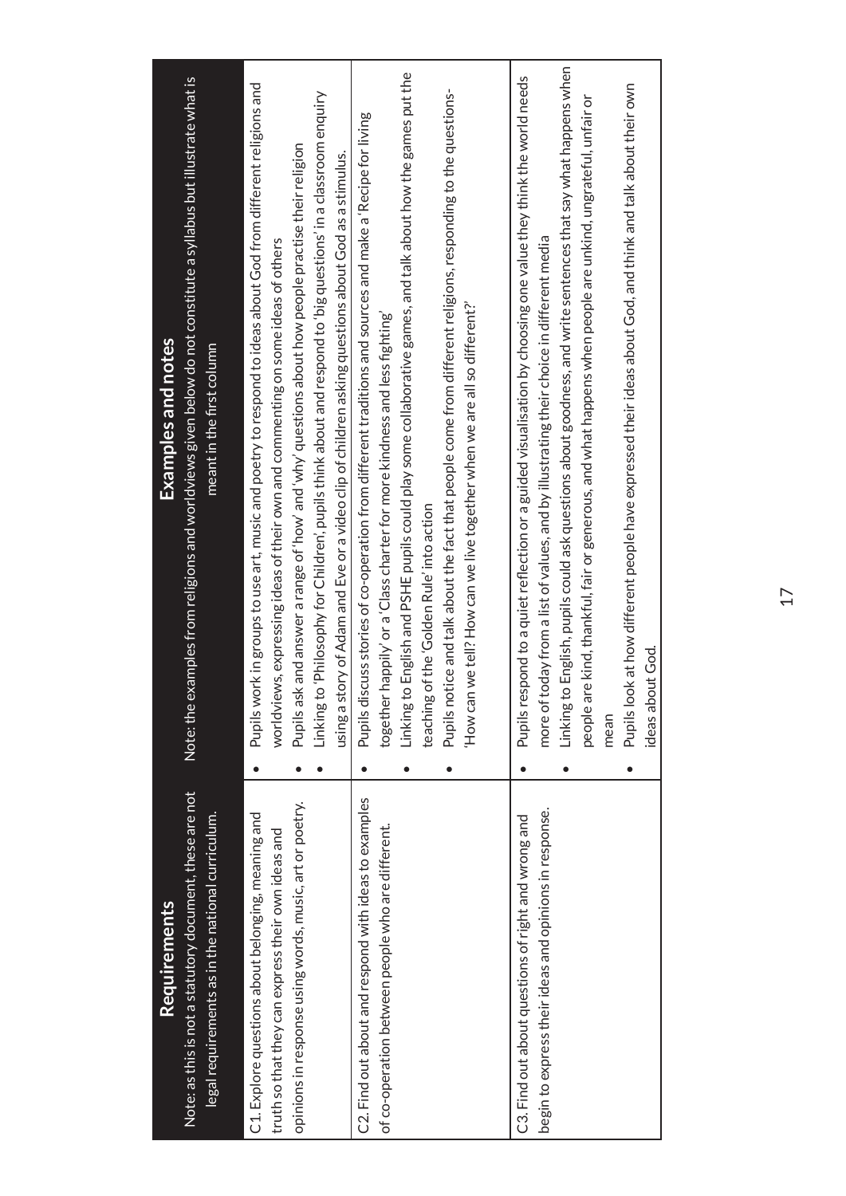| Requirements<br>Note: as this is not a statutory document, these are not legal requirements as in the national curriculum. | Examples and notes<br>Note: the examples from religions and worldviews given below do not constitute a syllabus but illustrate what is meant in the first column |
|---|---|
| C1. Explore questions about belonging, meaning and truth so that they can express their own ideas and opinions in response using words, music, art or poetry. | • Pupils work in groups to use art, music and poetry to respond to ideas about God from different religions and worldviews, expressing ideas of their own and commenting on some ideas of others<br>• Pupils ask and answer a range of 'how' and 'why' questions about how people practise their religion<br>• Linking to 'Philosophy for Children', pupils think about and respond to 'big questions' in a classroom enquiry using a story of Adam and Eve or a video clip of children asking questions about God as a stimulus. |
| C2. Find out about and respond with ideas to examples of co-operation between people who are different. | • Pupils discuss stories of co-operation from different traditions and sources and make a 'Recipe for living together happily' or a 'Class charter for more kindness and less fighting'<br>• Linking to English and PSHE pupils could play some collaborative games, and talk about how the games put the teaching of the 'Golden Rule' into action<br>• Pupils notice and talk about the fact that people come from different religions, responding to the questions- 'How can we tell? How can we live together when we are all so different?' |
| C3. Find out about questions of right and wrong and begin to express their ideas and opinions in response. | • Pupils respond to a quiet reflection or a guided visualisation by choosing one value they think the world needs more of today from a list of values, and by illustrating their choice in different media<br>• Linking to English, pupils could ask questions about goodness, and write sentences that say what happens when people are kind, thankful, fair or generous, and what happens when people are unkind, ungrateful, unfair or mean<br>• Pupils look at how different people have expressed their ideas about God, and think and talk about their own ideas about God. |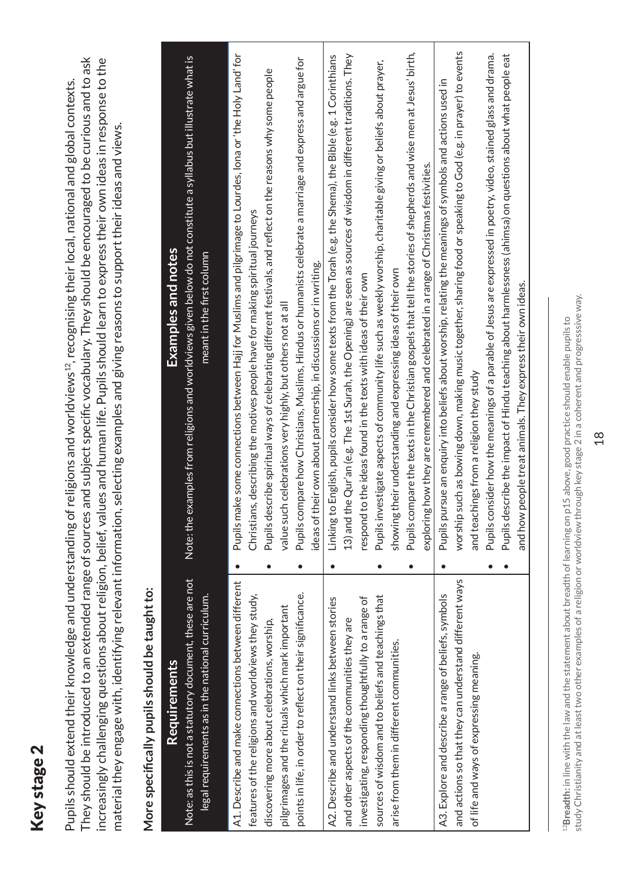# Key stage 2

Pupils should extend their knowledge and understanding of religions and worldviews[12], recognising their local, national and global contexts. They should be introduced to an extended range of sources and subject specific vocabulary. They should be encouraged to be curious and to ask increasingly challenging questions about religion, belief, values and human life. Pupils should learn to express their own ideas in response to the material they engage with, identifying relevant information, selecting examples and giving reasons to support their ideas and views.

## More specifically pupils should be taught to:

| **Requirements**<br>Note: as this is not a statutory document, these are not legal requirements as in the national curriculum. | **Examples and notes**<br>Note: the examples from religions and worldviews given below do not constitute a syllabus but illustrate what is meant in the first column |
|---|---|
| A1. Describe and make connections between different features of the religions and worldviews they study, discovering more about celebrations, worship, pilgrimages and the rituals which mark important points in life, in order to reflect on their significance. | • Pupils make some connections between Hajj for Muslims and pilgrimage to Lourdes, Iona or 'the Holy Land' for Christians, describing the motives people have for making spiritual journeys<br>• Pupils describe spiritual ways of celebrating different festivals, and reflect on the reasons why some people value such celebrations very highly, but others not at all<br>• Pupils compare how Christians, Muslims, Hindus or humanists celebrate a marriage and express and argue for ideas of their own about partnership, in discussions or in writing. |
| A2. Describe and understand links between stories and other aspects of the communities they are investigating, responding thoughtfully to a range of sources of wisdom and to beliefs and teachings that arise from them in different communities. | • Linking to English, pupils consider how some texts from the Torah (e.g. the Shema), the Bible (e.g. 1 Corinthians 13) and the Qur'an (e.g. The 1st Surah, the Opening) are seen as sources of wisdom in different traditions. They respond to the ideas found in the texts with ideas of their own<br>• Pupils investigate aspects of community life such as weekly worship, charitable giving or beliefs about prayer, showing their understanding and expressing ideas of their own<br>• Pupils compare the texts in the Christian gospels that tell the stories of shepherds and wise men at Jesus' birth, exploring how they are remembered and celebrated in a range of Christmas festivities. |
| A3. Explore and describe a range of beliefs, symbols and actions so that they can understand different ways of life and ways of expressing meaning. | • Pupils pursue an enquiry into beliefs about worship, relating the meanings of symbols and actions used in worship such as bowing down, making music together, sharing food or speaking to God (e.g. in prayer) to events and teachings from a religion they study<br>• Pupils consider how the meanings of a parable of Jesus are expressed in poetry, video, stained glass and drama.<br>• Pupils describe the impact of Hindu teaching about harmlessness (ahimsa) on questions about what people eat and how people treat animals. They express their own ideas. |

[12] **Breadth**: in line with the law and the statement about breadth of learning on p15 above, good practice should enable pupils to study Christianity and at least two other examples of a religion or worldview through key stage 2 in a coherent and progresssive way.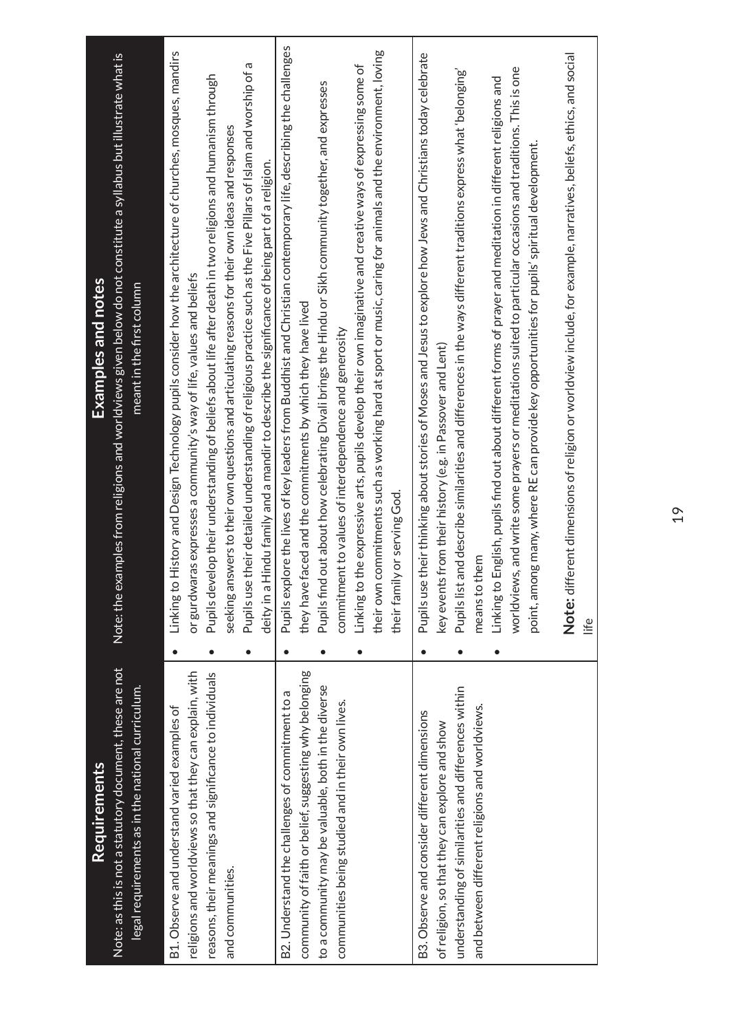| **Requirements**<br>Note: as this is not a statutory document, these are not legal requirements as in the national curriculum. | **Examples and notes**<br>Note: the examples from religions and worldviews given below do not constitute a syllabus but illustrate what is meant in the first column |
|---|---|
| B1. Observe and understand varied examples of religions and worldviews so that they can explain, with reasons, their meanings and significance to individuals and communities. | • Linking to History and Design Technology pupils consider how the architecture of churches, mosques, mandirs or gurdwaras expresses a community's way of life, values and beliefs<br>• Pupils develop their understanding of beliefs about life after death in two religions and humanism through seeking answers to their own questions and articulating reasons for their own ideas and responses<br>• Pupils use their detailed understanding of religious practice such as the Five Pillars of Islam and worship of a deity in a Hindu family and a mandir to describe the significance of being part of a religion. |
| B2. Understand the challenges of commitment to a community of faith or belief, suggesting why belonging to a community may be valuable, both in the diverse communities being studied and in their own lives. | • Pupils explore the lives of key leaders from Buddhist and Christian contemporary life, describing the challenges they have faced and the commitments by which they have lived<br>• Pupils find out about how celebrating Divali brings the Hindu or Sikh community together, and expresses commitment to values of interdependence and generosity<br>• Linking to the expressive arts, pupils develop their own imaginative and creative ways of expressing some of their own commitments such as working hard at sport or music, caring for animals and the environment, loving their family or serving God. |
| B3. Observe and consider different dimensions of religion, so that they can explore and show understanding of similarities and differences within and between different religions and worldviews. | • Pupils use their thinking about stories of Moses and Jesus to explore how Jews and Christians today celebrate key events from their history (e.g. in Passover and Lent)<br>• Pupils list and describe similarities and differences in the ways different traditions express what 'belonging' means to them<br>• Linking to English, pupils find out about different forms of prayer and meditation in different religions and worldviews, and write some prayers or meditations suited to particular occasions and traditions. This is one point, among many, where RE can provide key opportunities for pupils' spiritual development.<br><br>**Note:** different dimensions of religion or worldview include, for example, narratives, beliefs, ethics, and social life |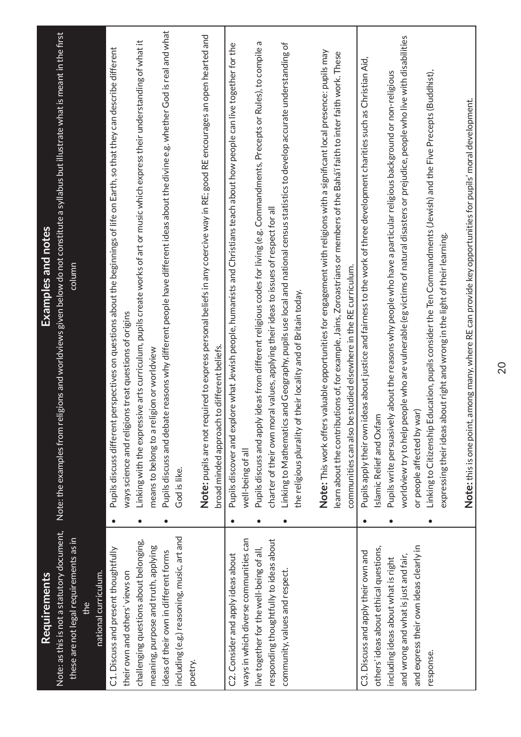| **Requirements**<br>Note: as this is not a statutory document, these are not legal requirements as in the national curriculum. | **Examples and notes**<br>Note: the examples from religions and worldviews given below do not constitute a syllabus but illustrate what is meant in the first column |
|---|---|
| C1. Discuss and present thoughtfully their own and others' views on challenging questions about belonging, meaning, purpose and truth, applying ideas of their own in different forms including (e.g.) reasoning, music, art and poetry. | • Pupils discuss different perspectives on questions about the beginnings of life on Earth, so that they can describe different ways science and religions treat questions of origins<br>• Linking with the expressive arts curriculum, pupils create works of art or music which express their understanding of what it means to belong to a religion or worldview<br>• Pupils discuss and debate reasons why different people have different ideas about the divine e.g. whether God is real and what God is like.<br><br>**Note:** pupils are not required to express personal beliefs in any coercive way in RE; good RE encourages an open hearted and broad minded approach to different beliefs. |
| C2. Consider and apply ideas about ways in which diverse communities can live together for the well-being of all, responding thoughtfully to ideas about community, values and respect. | • Pupils discover and explore what Jewish people, humanists and Christians teach about how people can live together for the well-being of all<br>• Pupils discuss and apply ideas from different religious codes for living (e.g. Commandments, Precepts or Rules), to compile a charter of their own moral values, applying their ideas to issues of respect for all<br>• Linking to Mathematics and Geography, pupils use local and national census statistics to develop accurate understanding of the religious plurality of their locality and of Britain today.<br><br>**Note:** This work offers valuable opportunities for engagement with religions with a significant local presence: pupils may learn about the contributions of, for example, Jains, Zoroastrians or members of the Bahá'í faith to inter faith work. These communities can also be studied elsewhere in the RE curriculum. |
| C3. Discuss and apply their own and others' ideas about ethical questions, including ideas about what is right and wrong and what is just and fair, and express their own ideas clearly in response. | • Pupils apply their own ideas about justice and fairness to the work of three development charities such as Christian Aid, Islamic Relief and Oxfam<br>• Pupils write persuasively about the reasons why people who have a particular religious background or non-religious worldview try to help people who are vulnerable (eg victims of natural disasters or prejudice, people who live with disabilities or people affected by war)<br>• Linking to Citizenship Education, pupils consider the Ten Commandments (Jewish) and the Five Precepts (Buddhist), expressing their ideas about right and wrong in the light of their learning.<br><br>**Note:** this is one point, among many, where RE can provide key opportunities for pupils' moral development. |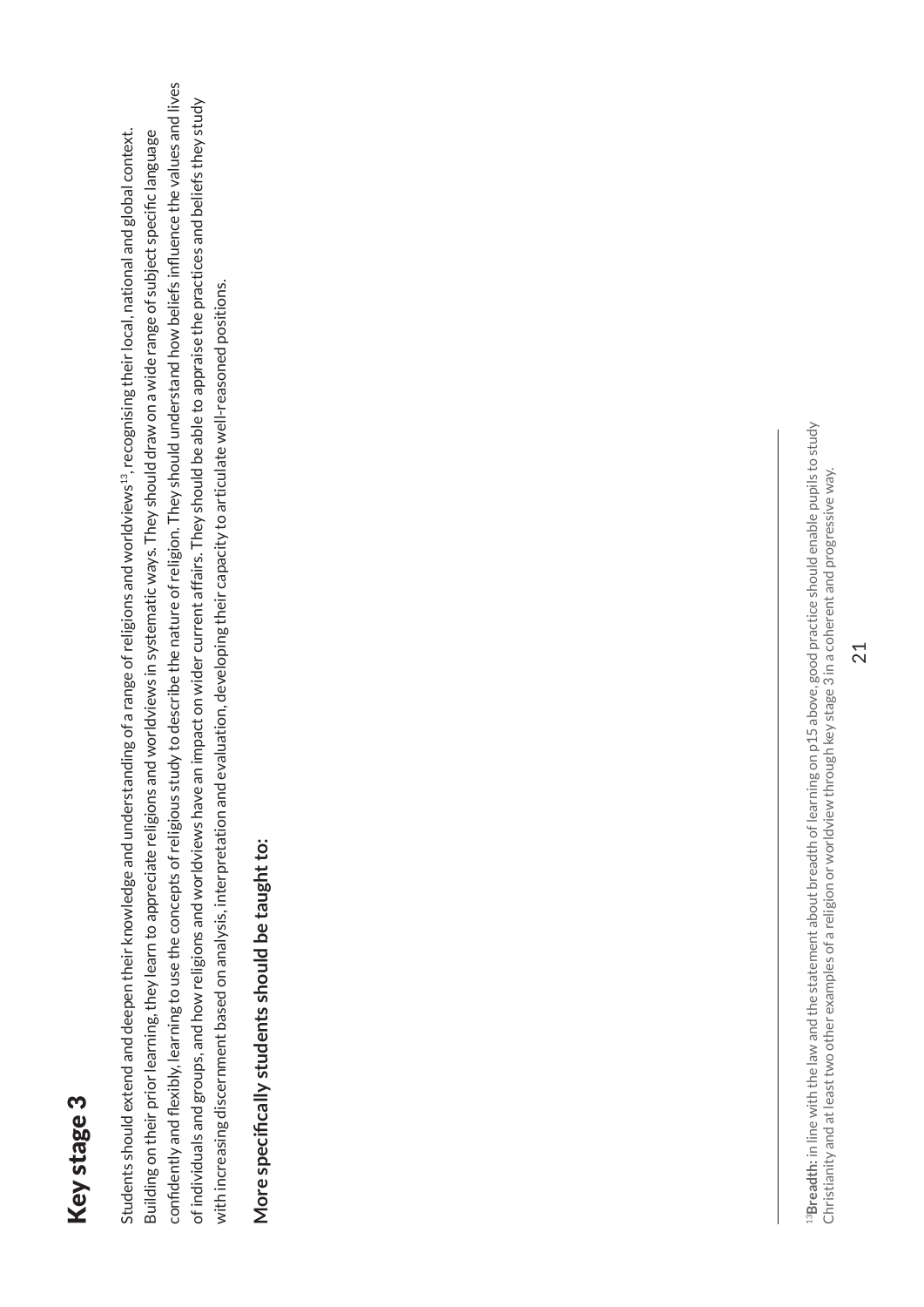# Key stage 3

Students should extend and deepen their knowledge and understanding of a range of religions and worldviews[13], recognising their local, national and global context. Building on their prior learning, they learn to appreciate religions and worldviews in systematic ways. They should draw on a wide range of subject specific language confidently and flexibly, learning to use the concepts of religious study to describe the nature of religion. They should understand how beliefs influence the values and lives of individuals and groups, and how religions and worldviews have an impact on wider current affairs. They should be able to appraise the practices and beliefs they study with increasing discernment based on analysis, interpretation and evaluation, developing their capacity to articulate well-reasoned positions.

**More specifically students should be taught to:**

---

[13]**Breadth:** in line with the law and the statement about breadth of learning on p15 above, good practice should enable pupils to study Christianity and at least two other examples of a religion or worldview through key stage 3 in a coherent and progressive way.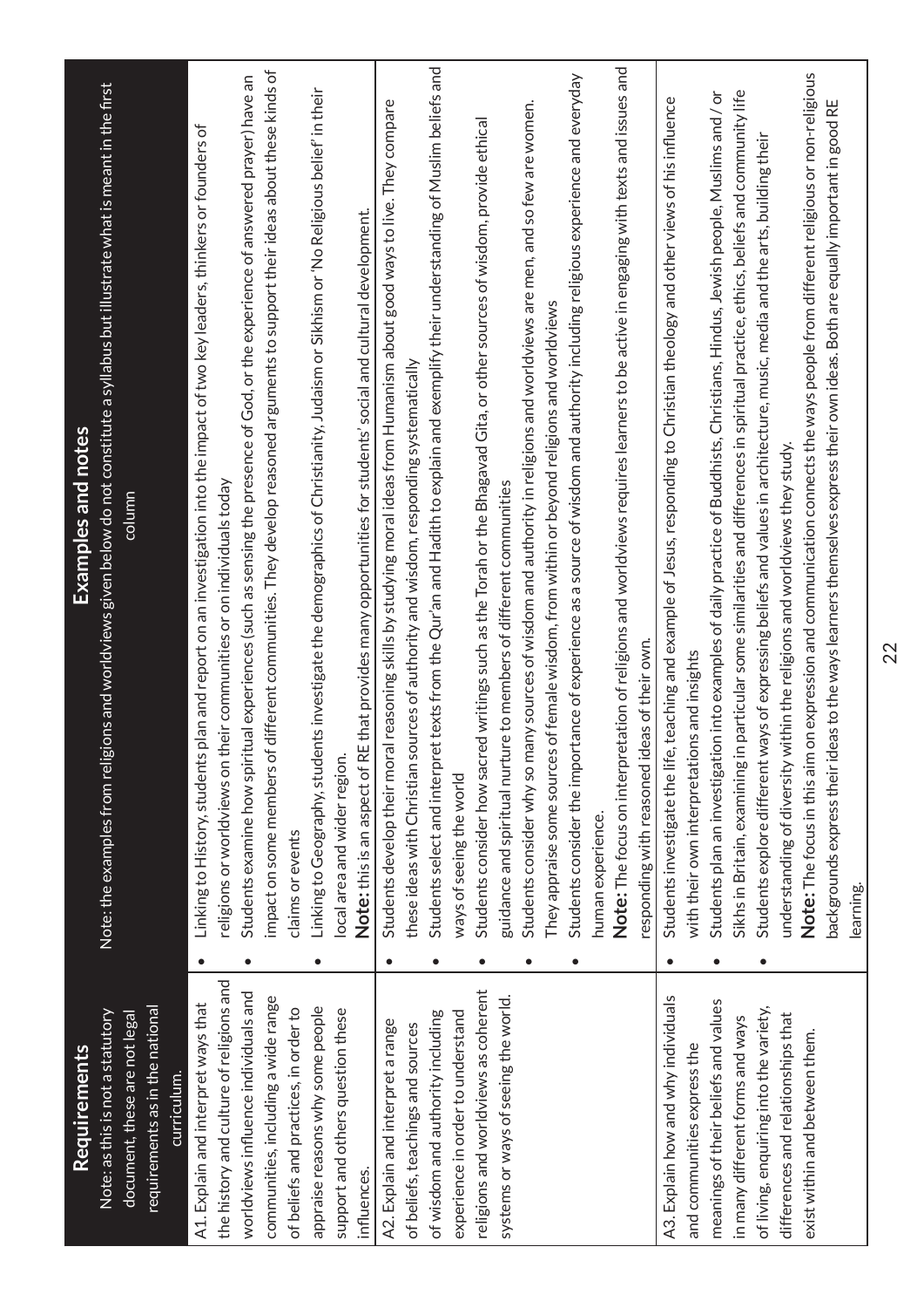| **Requirements**<br>Note: as this is not a statutory document, these are not legal requirements as in the national curriculum. | **Examples and notes**<br>Note: the examples from religions and worldviews given below do not constitute a syllabus but illustrate what is meant in the first column |
|---|---|
| A1. Explain and interpret ways that the history and culture of religions and worldviews influence individuals and communities, including a wide range of beliefs and practices, in order to appraise reasons why some people support and others question these influences. | • Linking to History, students plan and report on an investigation into the impact of two key leaders, thinkers or founders of religions or worldviews on their communities or on individuals today<br>• Students examine how spiritual experiences (such as sensing the presence of God, or the experience of answered prayer) have an impact on some members of different communities. They develop reasoned arguments to support their ideas about these kinds of claims or events<br>• Linking to Geography, students investigate the demographics of Christianity, Judaism or Sikhism or 'No Religious belief' in their local area and wider region.<br>**Note:** this is an aspect of RE that provides many opportunities for students' social and cultural development. |
| A2. Explain and interpret a range of beliefs, teachings and sources of wisdom and authority including experience in order to understand religions and worldviews as coherent systems or ways of seeing the world. | • Students develop their moral reasoning skills by studying moral ideas from Humanism about good ways to live. They compare these ideas with Christian sources of authority and wisdom, responding systematically<br>• Students select and interpret texts from the Qur'an and Hadith to explain and exemplify their understanding of Muslim beliefs and ways of seeing the world<br>• Students consider how sacred writings such as the Torah or the Bhagavad Gita, or other sources of wisdom, provide ethical guidance and spiritual nurture to members of different communities<br>• Students consider why so many sources of wisdom and authority in religions and worldviews are men, and so few are women. They appraise some sources of female wisdom, from within or beyond religions and worldviews<br>• Students consider the importance of experience as a source of wisdom and authority including religious experience and everyday human experience.<br>**Note:** The focus on interpretation of religions and worldviews requires learners to be active in engaging with texts and issues and responding with reasoned ideas of their own. |
| A3. Explain how and why individuals and communities express the meanings of their beliefs and values in many different forms and ways of living, enquiring into the variety, differences and relationships that exist within and between them. | • Students investigate the life, teaching and example of Jesus, responding to Christian theology and other views of his influence with their own interpretations and insights<br>• Students plan an investigation into examples of daily practice of Buddhists, Christians, Hindus, Jewish people, Muslims and / or Sikhs in Britain, examining in particular some similarities and differences in spiritual practice, ethics, beliefs and community life<br>• Students explore different ways of expressing beliefs and values in architecture, music, media and the arts, building their understanding of diversity within the religions and worldviews they study.<br>**Note:** The focus in this aim on expression and communication connects the ways people from different religious or non-religious backgrounds express their ideas to the ways learners themselves express their own ideas. Both are equally important in good RE learning. |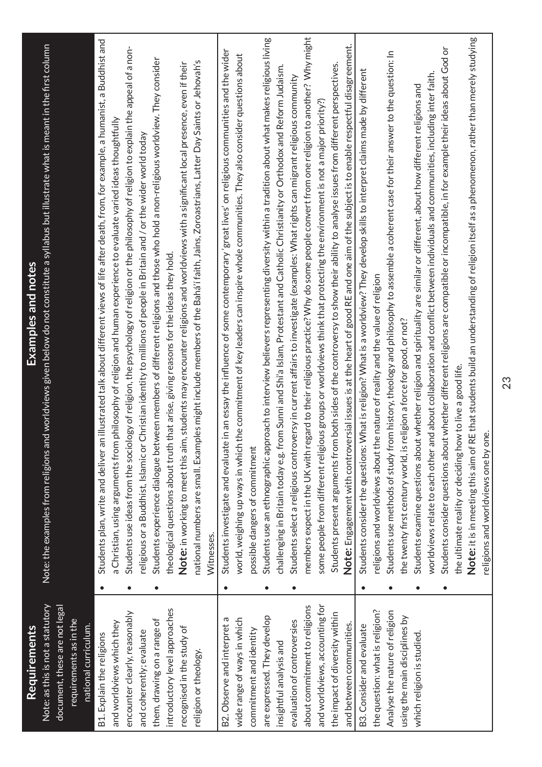| **Requirements**<br>Note: as this is not a statutory document, these are not legal requirements as in the national curriculum. | **Examples and notes**<br>Note: the examples from religions and worldviews given below do not constitute a syllabus but illustrate what is meant in the first column |
|---|---|
| B1. Explain the religions and worldviews which they encounter clearly, reasonably and coherently; evaluate them, drawing on a range of introductory level approaches recognised in the study of religion or theology. | • Students plan, write and deliver an illustrated talk about different views of life after death, from, for example, a humanist, a Buddhist and a Christian, using arguments from philosophy of religion and human experience to evaluate varied ideas thoughtfully<br>• Students use ideas from the sociology of religion, the psychology of religion or the philosophy of religion to explain the appeal of a non-religious or a Buddhist, Islamic or Christian identity to millions of people in Britain and / or the wider world today<br>• Students experience dialogue between members of different religions and those who hold a non-religious worldview. They consider theological questions about truth that arise, giving reasons for the ideas they hold.<br>**Note:** in working to meet this aim, students may encounter religions and worldviews with a significant local presence, even if their national numbers are small. Examples might include members of the Bahá'í faith, Jains, Zoroastrians, Latter Day Saints or Jehovah's Witnesses. |
| B2. Observe and interpret a wide range of ways in which commitment and identity are expressed. They develop insightful analysis and evaluation of controversies about commitment to religions and worldviews, accounting for the impact of diversity within and between communities. | • Students investigate and evaluate in an essay the influence of some contemporary 'great lives' on religious communities and the wider world, weighing up ways in which the commitment of key leaders can inspire whole communities. They also consider questions about possible dangers of commitment<br>• Students use an ethnographic approach to interview believers representing diversity within a tradition about what makes religious living challenging in Britain today e.g. from Sunni and Shi'a Islam, Protestant and Catholic Christianity or Orthodox and Reform Judaism.<br>• Students select a religious controversy in current affairs to investigate (examples: What rights can migrant religious community members expect in the UK with regard to their religious practice? Why do some people convert from one religion to another? Why might some people from different religious groups or worldviews think that protecting the environment is not a major priority?)<br>Students present arguments from both sides of the controversy to show their ability to analyse issues from different perspectives.<br>**Note:** Engagement with controversial issues is at the heart of good RE and one aim of the subject is to enable respectful disagreement. |
| B3. Consider and evaluate the question: what is religion? Analyse the nature of religion using the main disciplines by which religion is studied. | • Students consider the questions: What is religion? What is a worldview? They develop skills to interpret claims made by different religions and worldviews about the nature of reality and the value of religion<br>• Students use methods of study from history, theology and philosophy to assemble a coherent case for their answer to the question: In the twenty first century world, is religion a force for good, or not?<br>• Students examine questions about whether religion and spirituality are similar or different, about how different religions and worldviews relate to each other and about collaboration and conflict between individuals and communities, including inter faith.<br>• Students consider questions about whether different religions are compatible or incompatible, in for example their ideas about God or the ultimate reality or deciding how to live a good life.<br>**Note:** it is in meeting this aim of RE that students build an understanding of religion itself as a phenomenon, rather than merely studying religions and worldviews one by one. |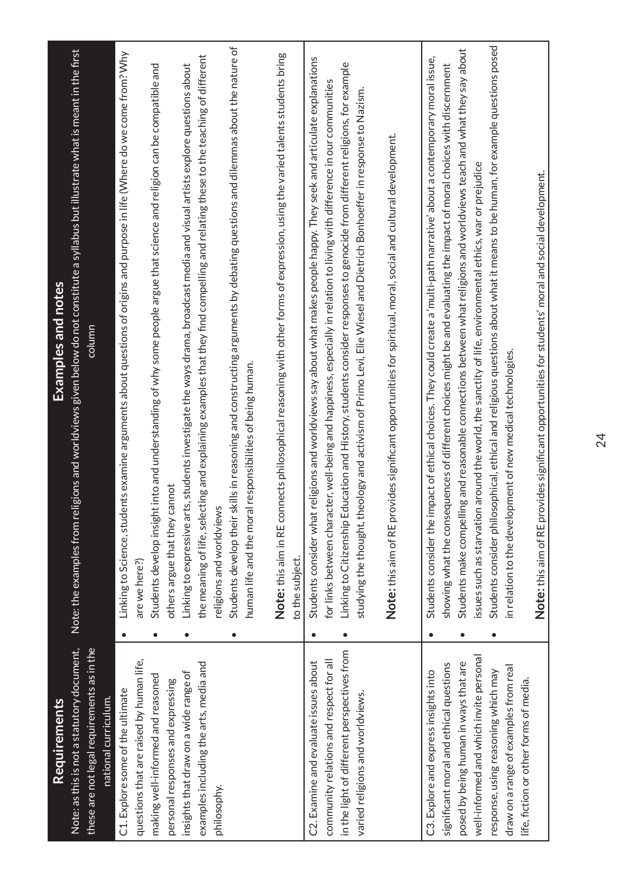| **Requirements**<br>Note: as this is not a statutory document, these are not legal requirements as in the national curriculum. | **Examples and notes**<br>Note: the examples from religions and worldviews given below do not constitute a syllabus but illustrate what is meant in the first column |
|---|---|
| C1. Explore some of the ultimate questions that are raised by human life, making well-informed and reasoned personal responses and expressing insights that draw on a wide range of examples including the arts, media and philosophy. | • Linking to Science, students examine arguments about questions of origins and purpose in life (Where do we come from? Why are we here?)<br>• Students develop insight into and understanding of why some people argue that science and religion can be compatible and others argue that they cannot<br>• Linking to expressive arts, students investigate the ways drama, broadcast media and visual artists explore questions about the meaning of life, selecting and explaining examples that they find compelling and relating these to the teaching of different religions and worldviews<br>• Students develop their skills in reasoning and constructing arguments by debating questions and dilemmas about the nature of human life and the moral responsibilities of being human.<br><br>**Note:** this aim in RE connects philosophical reasoning with other forms of expression, using the varied talents students bring to the subject. |
| C2. Examine and evaluate issues about community relations and respect for all in the light of different perspectives from varied religions and worldviews. | • Students consider what religions and worldviews say about what makes people happy. They seek and articulate explanations for links between character, well-being and happiness, especially in relation to living with difference in our communities<br>• Linking to Citizenship Education and History, students consider responses to genocide from different religions, for example studying the thought, theology and activism of Primo Levi, Elie Wiesel and Dietrich Bonhoeffer in response to Nazism.<br><br>**Note:** this aim of RE provides significant opportunities for spiritual, moral, social and cultural development. |
| C3. Explore and express insights into significant moral and ethical questions posed by being human in ways that are well-informed and which invite personal response, using reasoning which may draw on a range of examples from real life, fiction or other forms of media. | • Students consider the impact of ethical choices. They could create a 'multi-path narrative' about a contemporary moral issue, showing what the consequences of different choices might be and evaluating the impact of moral choices with discernment<br>• Students make compelling and reasonable connections between what religions and worldviews teach and what they say about issues such as starvation around the world, the sanctity of life, environmental ethics, war or prejudice<br>• Students consider philosophical, ethical and religious questions about what it means to be human, for example questions posed in relation to the development of new medical technologies.<br><br>**Note:** this aim of RE provides significant opportunities for students' moral and social development. |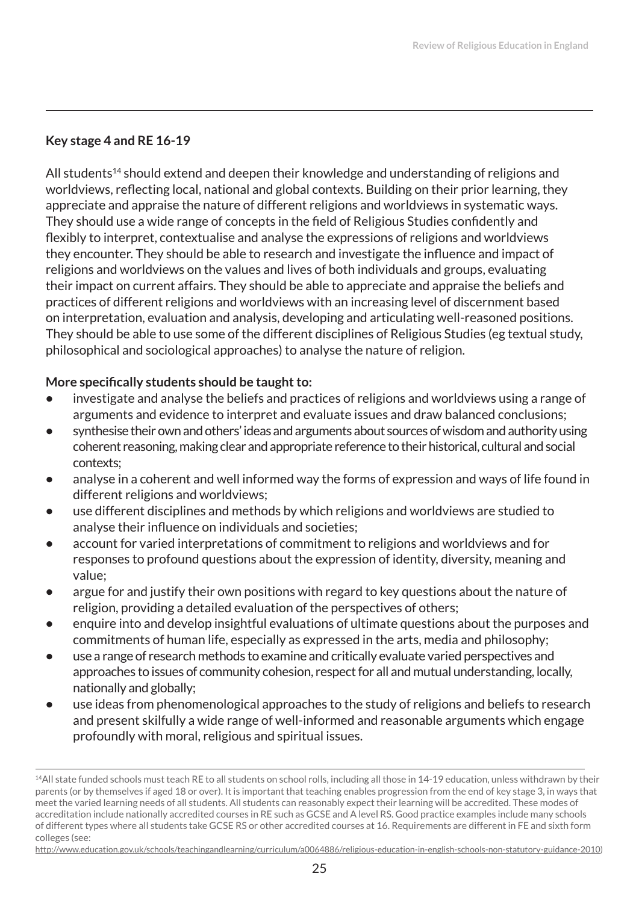### Key stage 4 and RE 16-19

All students[14] should extend and deepen their knowledge and understanding of religions and worldviews, reflecting local, national and global contexts. Building on their prior learning, they appreciate and appraise the nature of different religions and worldviews in systematic ways. They should use a wide range of concepts in the field of Religious Studies confidently and flexibly to interpret, contextualise and analyse the expressions of religions and worldviews they encounter. They should be able to research and investigate the influence and impact of religions and worldviews on the values and lives of both individuals and groups, evaluating their impact on current affairs. They should be able to appreciate and appraise the beliefs and practices of different religions and worldviews with an increasing level of discernment based on interpretation, evaluation and analysis, developing and articulating well-reasoned positions. They should be able to use some of the different disciplines of Religious Studies (eg textual study, philosophical and sociological approaches) to analyse the nature of religion.

**More specifically students should be taught to:**

- investigate and analyse the beliefs and practices of religions and worldviews using a range of arguments and evidence to interpret and evaluate issues and draw balanced conclusions;
- synthesise their own and others' ideas and arguments about sources of wisdom and authority using coherent reasoning, making clear and appropriate reference to their historical, cultural and social contexts;
- analyse in a coherent and well informed way the forms of expression and ways of life found in different religions and worldviews;
- use different disciplines and methods by which religions and worldviews are studied to analyse their influence on individuals and societies;
- account for varied interpretations of commitment to religions and worldviews and for responses to profound questions about the expression of identity, diversity, meaning and value;
- argue for and justify their own positions with regard to key questions about the nature of religion, providing a detailed evaluation of the perspectives of others;
- enquire into and develop insightful evaluations of ultimate questions about the purposes and commitments of human life, especially as expressed in the arts, media and philosophy;
- use a range of research methods to examine and critically evaluate varied perspectives and approaches to issues of community cohesion, respect for all and mutual understanding, locally, nationally and globally;
- use ideas from phenomenological approaches to the study of religions and beliefs to research and present skilfully a wide range of well-informed and reasonable arguments which engage profoundly with moral, religious and spiritual issues.

---

[14] All state funded schools must teach RE to all students on school rolls, including all those in 14-19 education, unless withdrawn by their parents (or by themselves if aged 18 or over). It is important that teaching enables progression from the end of key stage 3, in ways that meet the varied learning needs of all students. All students can reasonably expect their learning will be accredited. These modes of accreditation include nationally accredited courses in RE such as GCSE and A level RS. Good practice examples include many schools of different types where all students take GCSE RS or other accredited courses at 16. Requirements are different in FE and sixth form colleges (see: http://www.education.gov.uk/schools/teachingandlearning/curriculum/a0064886/religious-education-in-english-schools-non-statutory-guidance-2010)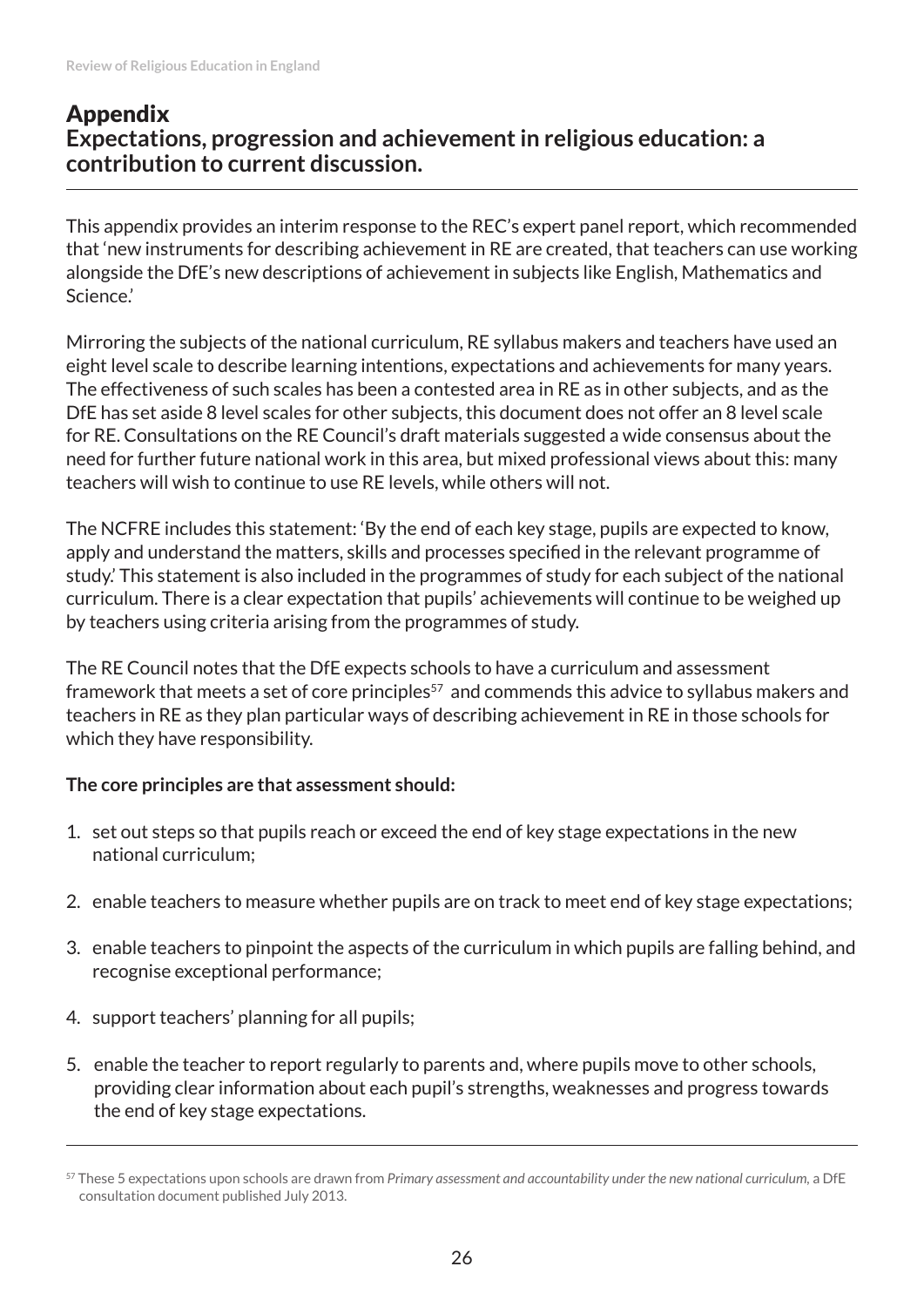# Appendix

## Expectations, progression and achievement in religious education: a contribution to current discussion.

This appendix provides an interim response to the REC's expert panel report, which recommended that 'new instruments for describing achievement in RE are created, that teachers can use working alongside the DfE's new descriptions of achievement in subjects like English, Mathematics and Science.'

Mirroring the subjects of the national curriculum, RE syllabus makers and teachers have used an eight level scale to describe learning intentions, expectations and achievements for many years. The effectiveness of such scales has been a contested area in RE as in other subjects, and as the DfE has set aside 8 level scales for other subjects, this document does not offer an 8 level scale for RE. Consultations on the RE Council's draft materials suggested a wide consensus about the need for further future national work in this area, but mixed professional views about this: many teachers will wish to continue to use RE levels, while others will not.

The NCFRE includes this statement: 'By the end of each key stage, pupils are expected to know, apply and understand the matters, skills and processes specified in the relevant programme of study.' This statement is also included in the programmes of study for each subject of the national curriculum. There is a clear expectation that pupils' achievements will continue to be weighed up by teachers using criteria arising from the programmes of study.

The RE Council notes that the DfE expects schools to have a curriculum and assessment framework that meets a set of core principles[57] and commends this advice to syllabus makers and teachers in RE as they plan particular ways of describing achievement in RE in those schools for which they have responsibility.

**The core principles are that assessment should:**

1. set out steps so that pupils reach or exceed the end of key stage expectations in the new national curriculum;
2. enable teachers to measure whether pupils are on track to meet end of key stage expectations;
3. enable teachers to pinpoint the aspects of the curriculum in which pupils are falling behind, and recognise exceptional performance;
4. support teachers' planning for all pupils;
5. enable the teacher to report regularly to parents and, where pupils move to other schools, providing clear information about each pupil's strengths, weaknesses and progress towards the end of key stage expectations.

---

[57] These 5 expectations upon schools are drawn from *Primary assessment and accountability under the new national curriculum*, a DfE consultation document published July 2013.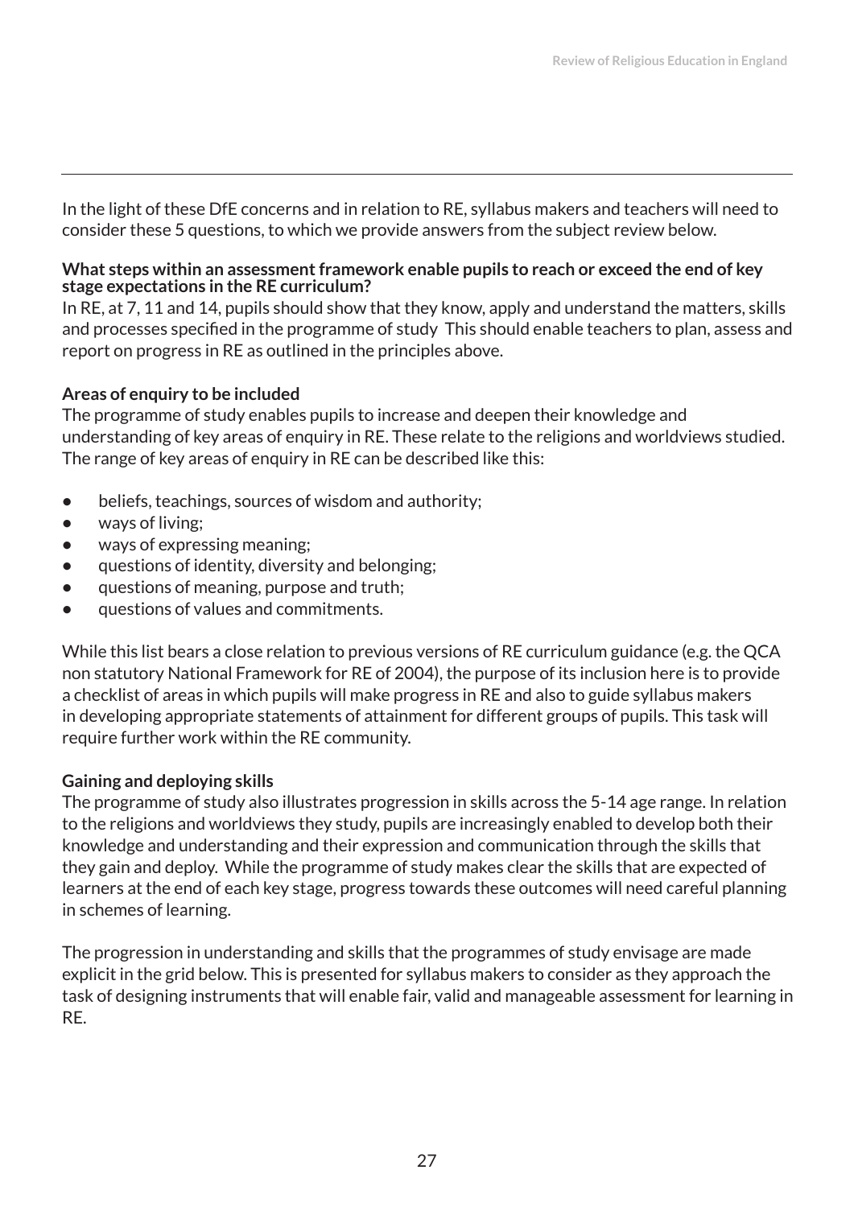In the light of these DfE concerns and in relation to RE, syllabus makers and teachers will need to consider these 5 questions, to which we provide answers from the subject review below.

**What steps within an assessment framework enable pupils to reach or exceed the end of key stage expectations in the RE curriculum?**

In RE, at 7, 11 and 14, pupils should show that they know, apply and understand the matters, skills and processes specified in the programme of study  This should enable teachers to plan, assess and report on progress in RE as outlined in the principles above.

**Areas of enquiry to be included**

The programme of study enables pupils to increase and deepen their knowledge and understanding of key areas of enquiry in RE. These relate to the religions and worldviews studied. The range of key areas of enquiry in RE can be described like this:

- beliefs, teachings, sources of wisdom and authority;
- ways of living;
- ways of expressing meaning;
- questions of identity, diversity and belonging;
- questions of meaning, purpose and truth;
- questions of values and commitments.

While this list bears a close relation to previous versions of RE curriculum guidance (e.g. the QCA non statutory National Framework for RE of 2004), the purpose of its inclusion here is to provide a checklist of areas in which pupils will make progress in RE and also to guide syllabus makers in developing appropriate statements of attainment for different groups of pupils. This task will require further work within the RE community.

**Gaining and deploying skills**

The programme of study also illustrates progression in skills across the 5-14 age range. In relation to the religions and worldviews they study, pupils are increasingly enabled to develop both their knowledge and understanding and their expression and communication through the skills that they gain and deploy.  While the programme of study makes clear the skills that are expected of learners at the end of each key stage, progress towards these outcomes will need careful planning in schemes of learning.

The progression in understanding and skills that the programmes of study envisage are made explicit in the grid below. This is presented for syllabus makers to consider as they approach the task of designing instruments that will enable fair, valid and manageable assessment for learning in RE.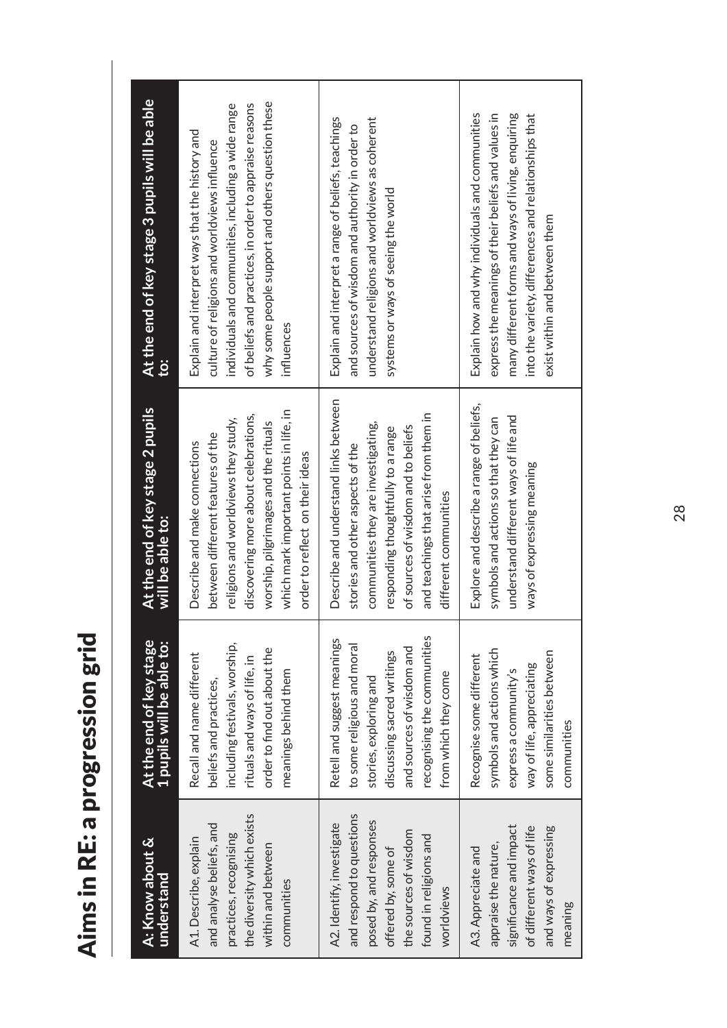# Aims in RE: a progression grid

| A: Know about & understand | At the end of key stage 1 pupils will be able to: | At the end of key stage 2 pupils will be able to: | At the end of key stage 3 pupils will be able to: |
|---|---|---|---|
| A1. Describe, explain and analyse beliefs, and practices, recognising the diversity which exists within and between communities | Recall and name different beliefs and practices, including festivals, worship, rituals and ways of life, in order to find out about the meanings behind them | Describe and make connections between different features of the religions and worldviews they study, discovering more about celebrations, worship, pilgrimages and the rituals which mark important points in life, in order to reflect on their ideas | Explain and interpret ways that the history and culture of religions and worldviews influence individuals and communities, including a wide range of beliefs and practices, in order to appraise reasons why some people support and others question these influences |
| A2. Identify, investigate and respond to questions posed by, and responses offered by, some of the sources of wisdom found in religions and worldviews | Retell and suggest meanings to some religious and moral stories, exploring and discussing sacred writings and sources of wisdom and recognising the communities from which they come | Describe and understand links between stories and other aspects of the communities they are investigating, responding thoughtfully to a range of sources of wisdom and to beliefs and teachings that arise from them in different communities | Explain and interpret a range of beliefs, teachings and sources of wisdom and authority in order to understand religions and worldviews as coherent systems or ways of seeing the world |
| A3. Appreciate and appraise the nature, significance and impact of different ways of life and ways of expressing meaning | Recognise some different symbols and actions which express a community's way of life, appreciating some similarities between communities | Explore and describe a range of beliefs, symbols and actions so that they can understand different ways of life and ways of expressing meaning | Explain how and why individuals and communities express the meanings of their beliefs and values in many different forms and ways of living, enquiring into the variety, differences and relationships that exist within and between them |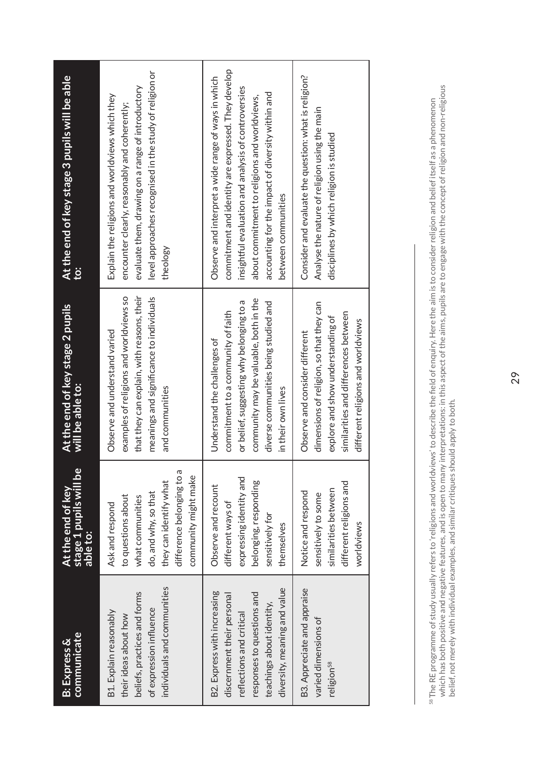| B: Express & communicate | At the end of key stage 1 pupils will be able to: | At the end of key stage 2 pupils will be able to: | At the end of key stage 3 pupils will be able to: |
|---|---|---|---|
| B1. Explain reasonably their ideas about how beliefs, practices and forms of expression influence individuals and communities | Ask and respond to questions about what communities do, and why, so that they can identify what difference belonging to a community might make | Observe and understand varied examples of religions and worldviews so that they can explain, with reasons, their meanings and significance to individuals and communities | Explain the religions and worldviews which they encounter clearly, reasonably and coherently; evaluate them, drawing on a range of introductory level approaches recognised in the study of religion or theology |
| B2. Express with increasing discernment their personal reflections and critical responses to questions and teachings about identity, diversity, meaning and value | Observe and recount different ways of expressing identity and belonging, responding sensitively for themselves | Understand the challenges of commitment to a community of faith or belief, suggesting why belonging to a community may be valuable, both in the diverse communities being studied and in their own lives | Observe and interpret a wide range of ways in which commitment and identity are expressed. They develop insightful evaluation and analysis of controversies about commitment to religions and worldviews, accounting for the impact of diversity within and between communities |
| B3. Appreciate and appraise varied dimensions of religion[58] | Notice and respond sensitively to some similarities between different religions and worldviews | Observe and consider different dimensions of religion, so that they can explore and show understanding of similarities and differences between different religions and worldviews | Consider and evaluate the question: what is religion? Analyse the nature of religion using the main disciplines by which religion is studied |

[58] The RE programme of study usually refers to 'religions and worldviews' to describe the field of enquiry. Here the aim is to consider religion and belief itself as a phenomenon which has both positive and negative features, and is open to many interpretations: in this aspect of the aims, pupils are to engage with the concept of religion and non-religious belief, not merely with individual examples, and similar critiques should apply to both.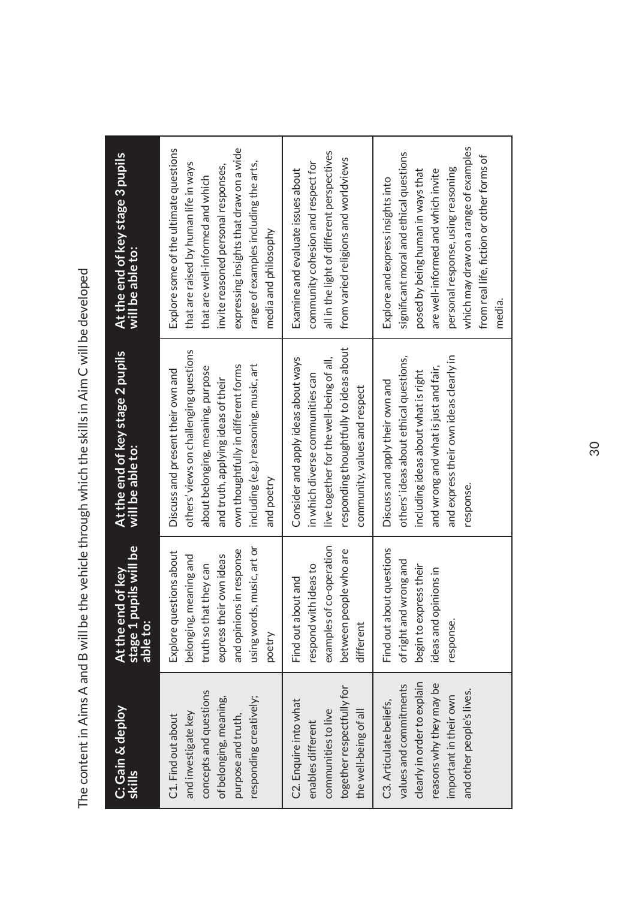The content in Aims A and B will be the vehicle through which the skills in Aim C will be developed

| C: Gain & deploy skills | At the end of key stage 1 pupils will be able to: | At the end of key stage 2 pupils will be able to: | At the end of key stage 3 pupils will be able to: |
|---|---|---|---|
| C1. Find out about and investigate key concepts and questions of belonging, meaning, purpose and truth, responding creatively; | Explore questions about belonging, meaning and truth so that they can express their own ideas and opinions in response using words, music, art or poetry | Discuss and present their own and others' views on challenging questions about belonging, meaning, purpose and truth, applying ideas of their own thoughtfully in different forms including (e.g.) reasoning, music, art and poetry | Explore some of the ultimate questions that are raised by human life in ways that are well-informed and which invite reasoned personal responses, expressing insights that draw on a wide range of examples including the arts, media and philosophy |
| C2. Enquire into what enables different communities to live together respectfully for the well-being of all | Find out about and respond with ideas to examples of co-operation between people who are different | Consider and apply ideas about ways in which diverse communities can live together for the well-being of all, responding thoughtfully to ideas about community, values and respect | Examine and evaluate issues about community cohesion and respect for all in the light of different perspectives from varied religions and worldviews |
| C3. Articulate beliefs, values and commitments clearly in order to explain reasons why they may be important in their own and other people's lives. | Find out about questions of right and wrong and begin to express their ideas and opinions in response. | Discuss and apply their own and others' ideas about ethical questions, including ideas about what is right and wrong and what is just and fair, and express their own ideas clearly in response. | Explore and express insights into significant moral and ethical questions posed by being human in ways that are well-informed and which invite personal response, using reasoning which may draw on a range of examples from real life, fiction or other forms of media. |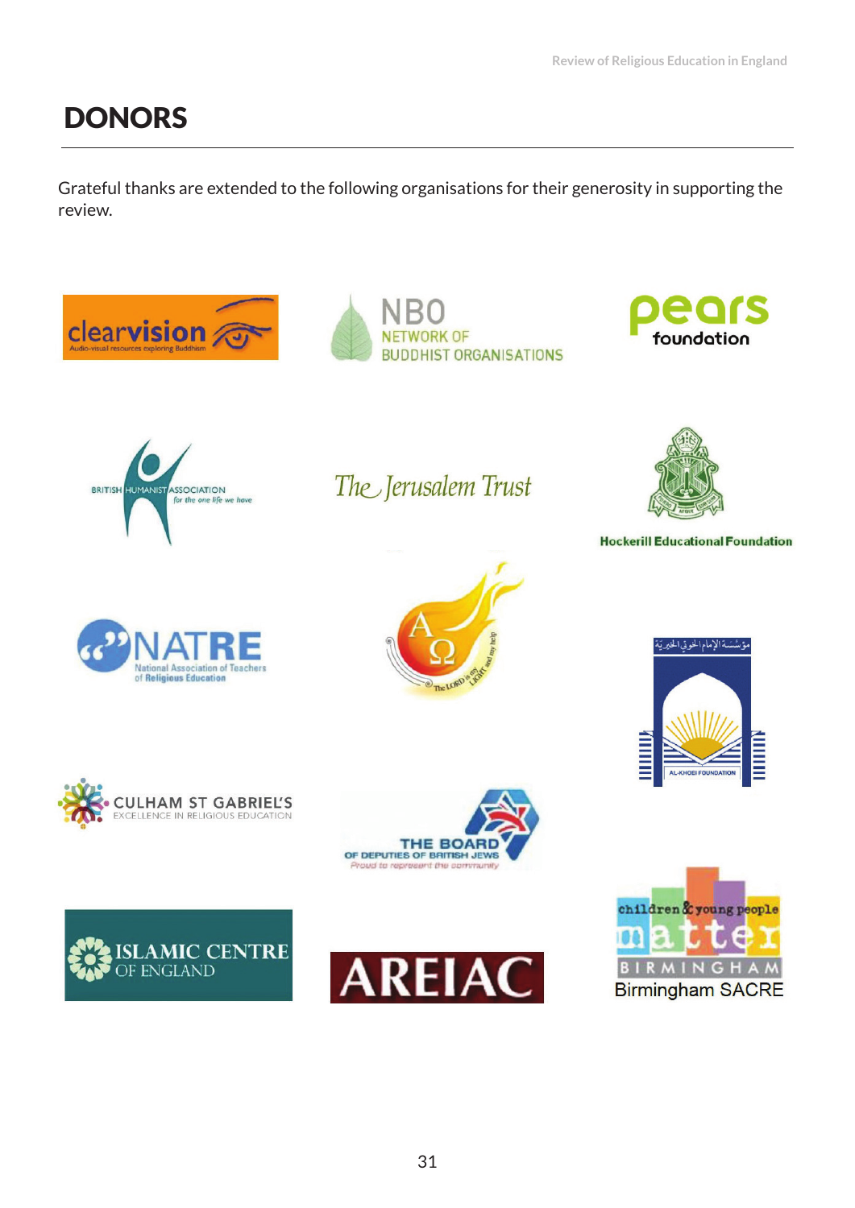# DONORS

Grateful thanks are extended to the following organisations for their generosity in supporting the review.

clearvision
Audio-visual resources exploring Buddhism

NBO
NETWORK OF
BUDDHIST ORGANISATIONS

pears
foundation

BRITISH HUMANIST ASSOCIATION
for the one life we have

The Jerusalem Trust

Hockerill Educational Foundation

NATRE
National Association of Teachers of Religious Education

The LORD is my LIGHT and my help

مؤسسة الإمام الخوئي الخيرية
AL-KHOEI FOUNDATION

CULHAM ST GABRIEL'S
EXCELLENCE IN RELIGIOUS EDUCATION

THE BOARD
OF DEPUTIES OF BRITISH JEWS
Proud to represent the community

ISLAMIC CENTRE
OF ENGLAND

AREIAC

children & young people
matter
BIRMINGHAM
Birmingham SACRE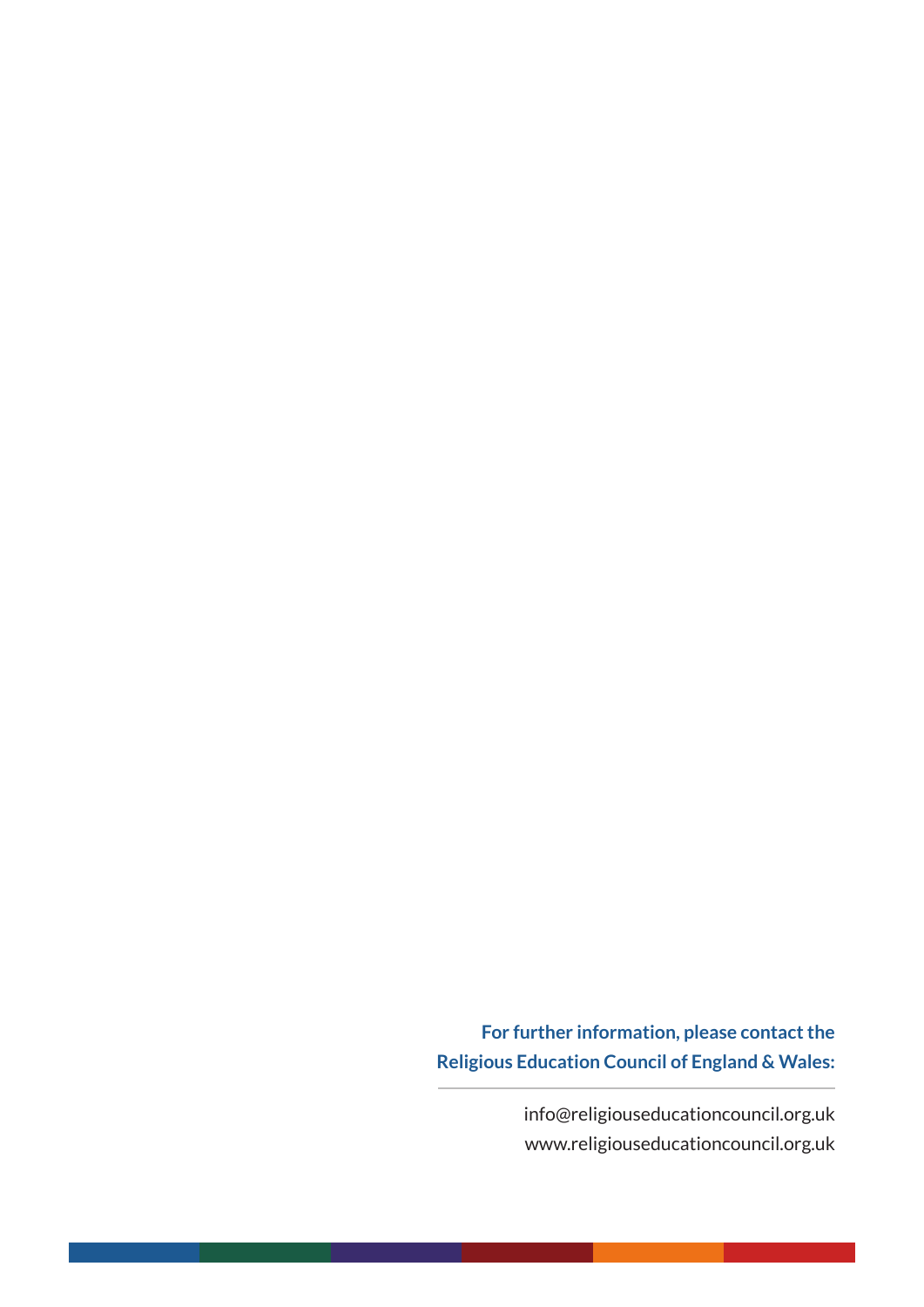**For further information, please contact the Religious Education Council of England & Wales:**

---

info@religiouseducationcouncil.org.uk
www.religiouseducationcouncil.org.uk